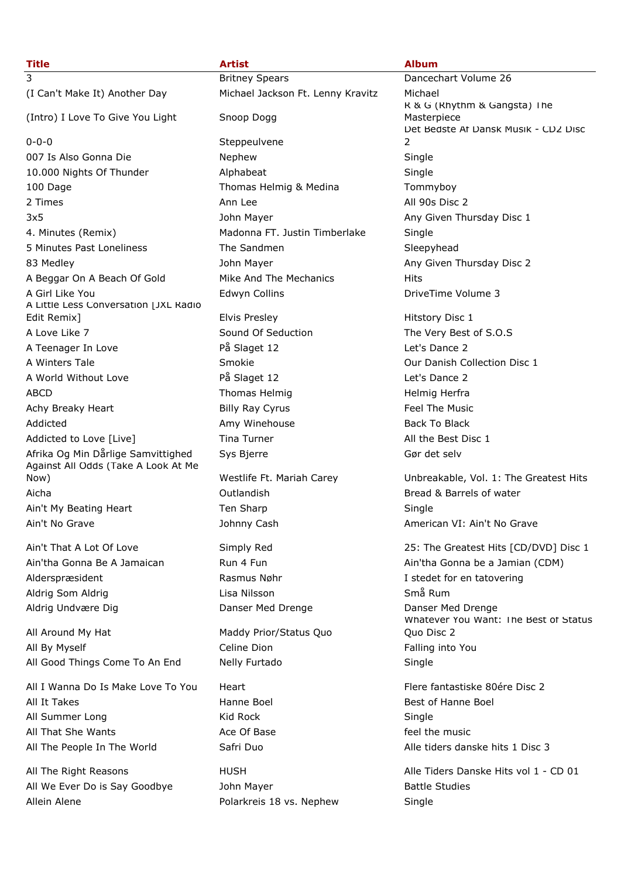| Title | Artist | Album |
| --- | --- | --- |
| 3 | Britney Spears | Dancechart Volume 26 |
| (I Can't Make It) Another Day | Michael Jackson Ft. Lenny Kravitz | Michael |
| (Intro) I Love To Give You Light | Snoop Dogg | R & G (Rhythm & Gangsta) The Masterpiece |
| 0-0-0 | Steppeulvene | Det Bedste Af Dansk Musik - CD2 Disc 2 |
| 007 Is Also Gonna Die | Nephew | Single |
| 10.000 Nights Of Thunder | Alphabeat | Single |
| 100 Dage | Thomas Helmig & Medina | Tommyboy |
| 2 Times | Ann Lee | All 90s Disc 2 |
| 3x5 | John Mayer | Any Given Thursday Disc 1 |
| 4. Minutes (Remix) | Madonna FT. Justin Timberlake | Single |
| 5 Minutes Past Loneliness | The Sandmen | Sleepyhead |
| 83 Medley | John Mayer | Any Given Thursday Disc 2 |
| A Beggar On A Beach Of Gold | Mike And The Mechanics | Hits |
| A Girl Like You | Edwyn Collins | DriveTime Volume 3 |
| A Little Less Conversation [JXL Radio Edit Remix] | Elvis Presley | Hitstory Disc 1 |
| A Love Like 7 | Sound Of Seduction | The Very Best of S.O.S |
| A Teenager In Love | På Slaget 12 | Let's Dance 2 |
| A Winters Tale | Smokie | Our Danish Collection Disc 1 |
| A World Without Love | På Slaget 12 | Let's Dance 2 |
| ABCD | Thomas Helmig | Helmig Herfra |
| Achy Breaky Heart | Billy Ray Cyrus | Feel The Music |
| Addicted | Amy Winehouse | Back To Black |
| Addicted to Love [Live] | Tina Turner | All the Best Disc 1 |
| Afrika Og Min Dårlige Samvittighed | Sys Bjerre | Gør det selv |
| Against All Odds (Take A Look At Me Now) | Westlife Ft. Mariah Carey | Unbreakable, Vol. 1: The Greatest Hits |
| Aicha | Outlandish | Bread & Barrels of water |
| Ain't My Beating Heart | Ten Sharp | Single |
| Ain't No Grave | Johnny Cash | American VI: Ain't No Grave |
| Ain't That A Lot Of Love | Simply Red | 25: The Greatest Hits [CD/DVD] Disc 1 |
| Ain'tha Gonna Be A Jamaican | Run 4 Fun | Ain'tha Gonna be a Jamian (CDM) |
| Alderspræsident | Rasmus Nøhr | I stedet for en tatovering |
| Aldrig Som Aldrig | Lisa Nilsson | Små Rum |
| Aldrig Undvære Dig | Danser Med Drenge | Danser Med Drenge |
| All Around My Hat | Maddy Prior/Status Quo | Whatever You Want: The Best of Status Quo Disc 2 |
| All By Myself | Celine Dion | Falling into You |
| All Good Things Come To An End | Nelly Furtado | Single |
| All I Wanna Do Is Make Love To You | Heart | Flere fantastiske 80ére Disc 2 |
| All It Takes | Hanne Boel | Best of Hanne Boel |
| All Summer Long | Kid Rock | Single |
| All That She Wants | Ace Of Base | feel the music |
| All The People In The World | Safri Duo | Alle tiders danske hits 1 Disc 3 |
| All The Right Reasons | HUSH | Alle Tiders Danske Hits vol 1 - CD 01 |
| All We Ever Do is Say Goodbye | John Mayer | Battle Studies |
| Allein Alene | Polarkreis 18 vs. Nephew | Single |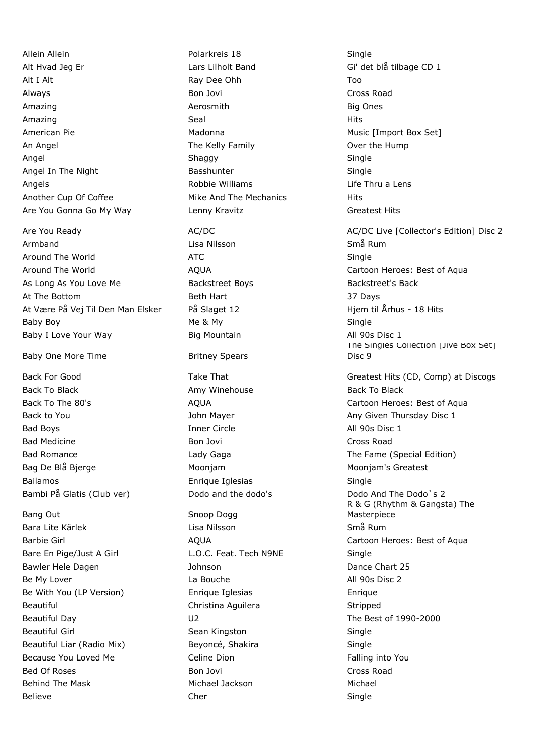| | | |
|---|---|---|
| Allein Allein | Polarkreis 18 | Single |
| Alt Hvad Jeg Er | Lars Lilholt Band | Gi' det blå tilbage CD 1 |
| Alt I Alt | Ray Dee Ohh | Too |
| Always | Bon Jovi | Cross Road |
| Amazing | Aerosmith | Big Ones |
| Amazing | Seal | Hits |
| American Pie | Madonna | Music [Import Box Set] |
| An Angel | The Kelly Family | Over the Hump |
| Angel | Shaggy | Single |
| Angel In The Night | Basshunter | Single |
| Angels | Robbie Williams | Life Thru a Lens |
| Another Cup Of Coffee | Mike And The Mechanics | Hits |
| Are You Gonna Go My Way | Lenny Kravitz | Greatest Hits |
| Are You Ready | AC/DC | AC/DC Live [Collector's Edition] Disc 2 |
| Armband | Lisa Nilsson | Små Rum |
| Around The World | ATC | Single |
| Around The World | AQUA | Cartoon Heroes: Best of Aqua |
| As Long As You Love Me | Backstreet Boys | Backstreet's Back |
| At The Bottom | Beth Hart | 37 Days |
| At Være På Vej Til Den Man Elsker | På Slaget 12 | Hjem til Århus - 18 Hits |
| Baby Boy | Me & My | Single |
| Baby I Love Your Way | Big Mountain | All 90s Disc 1 |
| Baby One More Time | Britney Spears | The Singles Collection [Jive Box Set] Disc 9 |
| Back For Good | Take That | Greatest Hits (CD, Comp) at Discogs |
| Back To Black | Amy Winehouse | Back To Black |
| Back To The 80's | AQUA | Cartoon Heroes: Best of Aqua |
| Back to You | John Mayer | Any Given Thursday Disc 1 |
| Bad Boys | Inner Circle | All 90s Disc 1 |
| Bad Medicine | Bon Jovi | Cross Road |
| Bad Romance | Lady Gaga | The Fame (Special Edition) |
| Bag De Blå Bjerge | Moonjam | Moonjam's Greatest |
| Bailamos | Enrique Iglesias | Single |
| Bambi På Glatis (Club ver) | Dodo and the dodo's | Dodo And The Dodo`s 2 |
| Bang Out | Snoop Dogg | R & G (Rhythm & Gangsta) The Masterpiece |
| Bara Lite Kärlek | Lisa Nilsson | Små Rum |
| Barbie Girl | AQUA | Cartoon Heroes: Best of Aqua |
| Bare En Pige/Just A Girl | L.O.C. Feat. Tech N9NE | Single |
| Bawler Hele Dagen | Johnson | Dance Chart 25 |
| Be My Lover | La Bouche | All 90s Disc 2 |
| Be With You (LP Version) | Enrique Iglesias | Enrique |
| Beautiful | Christina Aguilera | Stripped |
| Beautiful Day | U2 | The Best of 1990-2000 |
| Beautiful Girl | Sean Kingston | Single |
| Beautiful Liar (Radio Mix) | Beyoncé, Shakira | Single |
| Because You Loved Me | Celine Dion | Falling into You |
| Bed Of Roses | Bon Jovi | Cross Road |
| Behind The Mask | Michael Jackson | Michael |
| Believe | Cher | Single |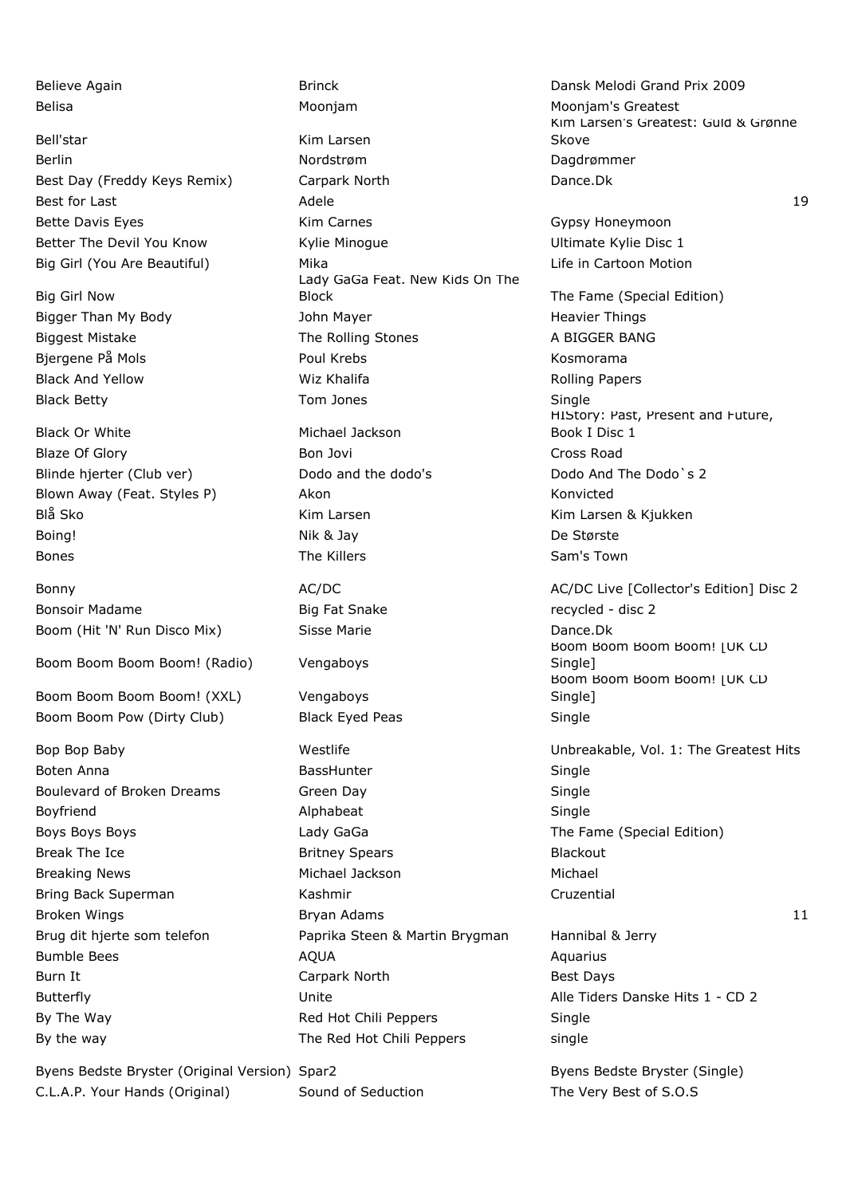| | | | |
|---|---|---|---|
| Believe Again | Brinck | Dansk Melodi Grand Prix 2009 | |
| Belisa | Moonjam | Moonjam's Greatest | |
| Bell'star | Kim Larsen | Kim Larsen's Greatest: Guld & Grønne Skove | |
| Berlin | Nordstrøm | Dagdrømmer | |
| Best Day (Freddy Keys Remix) | Carpark North | Dance.Dk | |
| Best for Last | Adele | | 19 |
| Bette Davis Eyes | Kim Carnes | Gypsy Honeymoon | |
| Better The Devil You Know | Kylie Minogue | Ultimate Kylie Disc 1 | |
| Big Girl (You Are Beautiful) | Mika | Life in Cartoon Motion | |
| Big Girl Now | Lady GaGa Feat. New Kids On The Block | The Fame (Special Edition) | |
| Bigger Than My Body | John Mayer | Heavier Things | |
| Biggest Mistake | The Rolling Stones | A BIGGER BANG | |
| Bjergene På Mols | Poul Krebs | Kosmorama | |
| Black And Yellow | Wiz Khalifa | Rolling Papers | |
| Black Betty | Tom Jones | Single | |
| Black Or White | Michael Jackson | HIStory: Past, Present and Future, Book I Disc 1 | |
| Blaze Of Glory | Bon Jovi | Cross Road | |
| Blinde hjerter (Club ver) | Dodo and the dodo's | Dodo And The Dodo`s 2 | |
| Blown Away (Feat. Styles P) | Akon | Konvicted | |
| Blå Sko | Kim Larsen | Kim Larsen & Kjukken | |
| Boing! | Nik & Jay | De Største | |
| Bones | The Killers | Sam's Town | |
| Bonny | AC/DC | AC/DC Live [Collector's Edition] Disc 2 | |
| Bonsoir Madame | Big Fat Snake | recycled - disc 2 | |
| Boom (Hit 'N' Run Disco Mix) | Sisse Marie | Dance.Dk | |
| Boom Boom Boom Boom! (Radio) | Vengaboys | Boom Boom Boom Boom! [UK CD Single] | |
| Boom Boom Boom Boom! (XXL) | Vengaboys | Boom Boom Boom Boom! [UK CD Single] | |
| Boom Boom Pow (Dirty Club) | Black Eyed Peas | Single | |
| Bop Bop Baby | Westlife | Unbreakable, Vol. 1: The Greatest Hits | |
| Boten Anna | BassHunter | Single | |
| Boulevard of Broken Dreams | Green Day | Single | |
| Boyfriend | Alphabeat | Single | |
| Boys Boys Boys | Lady GaGa | The Fame (Special Edition) | |
| Break The Ice | Britney Spears | Blackout | |
| Breaking News | Michael Jackson | Michael | |
| Bring Back Superman | Kashmir | Cruzential | |
| Broken Wings | Bryan Adams | | 11 |
| Brug dit hjerte som telefon | Paprika Steen & Martin Brygman | Hannibal & Jerry | |
| Bumble Bees | AQUA | Aquarius | |
| Burn It | Carpark North | Best Days | |
| Butterfly | Unite | Alle Tiders Danske Hits 1 - CD 2 | |
| By The Way | Red Hot Chili Peppers | Single | |
| By the way | The Red Hot Chili Peppers | single | |
| Byens Bedste Bryster (Original Version) | Spar2 | Byens Bedste Bryster (Single) | |
| C.L.A.P. Your Hands (Original) | Sound of Seduction | The Very Best of S.O.S | |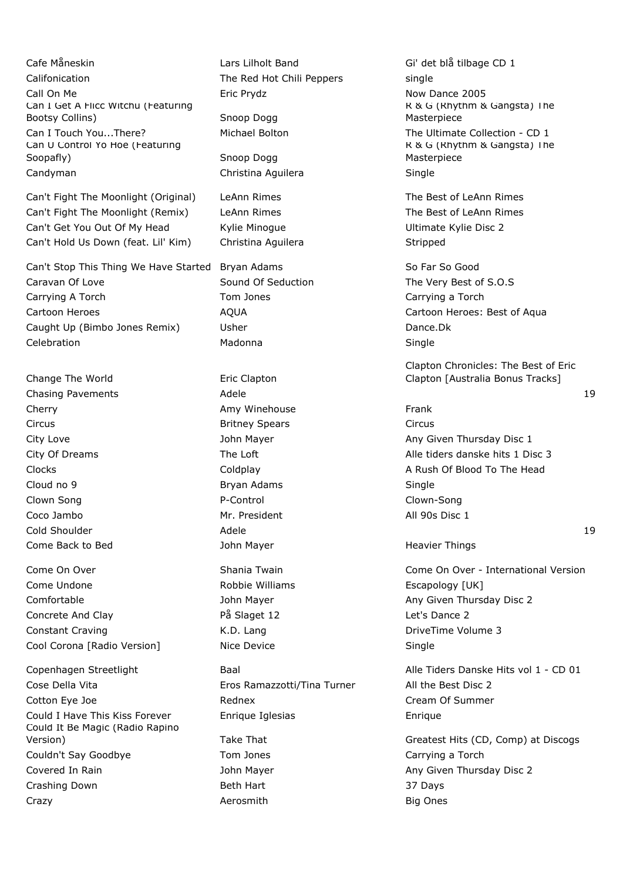| | | | |
|---|---|---|---|
| Cafe Måneskin | Lars Lilholt Band | Gi' det blå tilbage CD 1 | |
| Califonication | The Red Hot Chili Peppers | single | |
| Call On Me | Eric Prydz | Now Dance 2005 | |
| Can I Get A Flicc Witchu (Featuring Bootsy Collins) | Snoop Dogg | R & G (Rhythm & Gangsta) The Masterpiece | |
| Can I Touch You...There? | Michael Bolton | The Ultimate Collection - CD 1 | |
| Can U Control Yo Hoe (Featuring Soopafly) | Snoop Dogg | R & G (Rhythm & Gangsta) The Masterpiece | |
| Candyman | Christina Aguilera | Single | |
| Can't Fight The Moonlight (Original) | LeAnn Rimes | The Best of LeAnn Rimes | |
| Can't Fight The Moonlight (Remix) | LeAnn Rimes | The Best of LeAnn Rimes | |
| Can't Get You Out Of My Head | Kylie Minogue | Ultimate Kylie Disc 2 | |
| Can't Hold Us Down (feat. Lil' Kim) | Christina Aguilera | Stripped | |
| Can't Stop This Thing We Have Started | Bryan Adams | So Far So Good | |
| Caravan Of Love | Sound Of Seduction | The Very Best of S.O.S | |
| Carrying A Torch | Tom Jones | Carrying a Torch | |
| Cartoon Heroes | AQUA | Cartoon Heroes: Best of Aqua | |
| Caught Up (Bimbo Jones Remix) | Usher | Dance.Dk | |
| Celebration | Madonna | Single | |
| Change The World | Eric Clapton | Clapton Chronicles: The Best of Eric Clapton [Australia Bonus Tracks] | |
| Chasing Pavements | Adele | | 19 |
| Cherry | Amy Winehouse | Frank | |
| Circus | Britney Spears | Circus | |
| City Love | John Mayer | Any Given Thursday Disc 1 | |
| City Of Dreams | The Loft | Alle tiders danske hits 1 Disc 3 | |
| Clocks | Coldplay | A Rush Of Blood To The Head | |
| Cloud no 9 | Bryan Adams | Single | |
| Clown Song | P-Control | Clown-Song | |
| Coco Jambo | Mr. President | All 90s Disc 1 | |
| Cold Shoulder | Adele | | 19 |
| Come Back to Bed | John Mayer | Heavier Things | |
| Come On Over | Shania Twain | Come On Over - International Version | |
| Come Undone | Robbie Williams | Escapology [UK] | |
| Comfortable | John Mayer | Any Given Thursday Disc 2 | |
| Concrete And Clay | På Slaget 12 | Let's Dance 2 | |
| Constant Craving | K.D. Lang | DriveTime Volume 3 | |
| Cool Corona [Radio Version] | Nice Device | Single | |
| Copenhagen Streetlight | Baal | Alle Tiders Danske Hits vol 1 - CD 01 | |
| Cose Della Vita | Eros Ramazzotti/Tina Turner | All the Best Disc 2 | |
| Cotton Eye Joe | Rednex | Cream Of Summer | |
| Could I Have This Kiss Forever | Enrique Iglesias | Enrique | |
| Could It Be Magic (Radio Rapino Version) | Take That | Greatest Hits (CD, Comp) at Discogs | |
| Couldn't Say Goodbye | Tom Jones | Carrying a Torch | |
| Covered In Rain | John Mayer | Any Given Thursday Disc 2 | |
| Crashing Down | Beth Hart | 37 Days | |
| Crazy | Aerosmith | Big Ones | |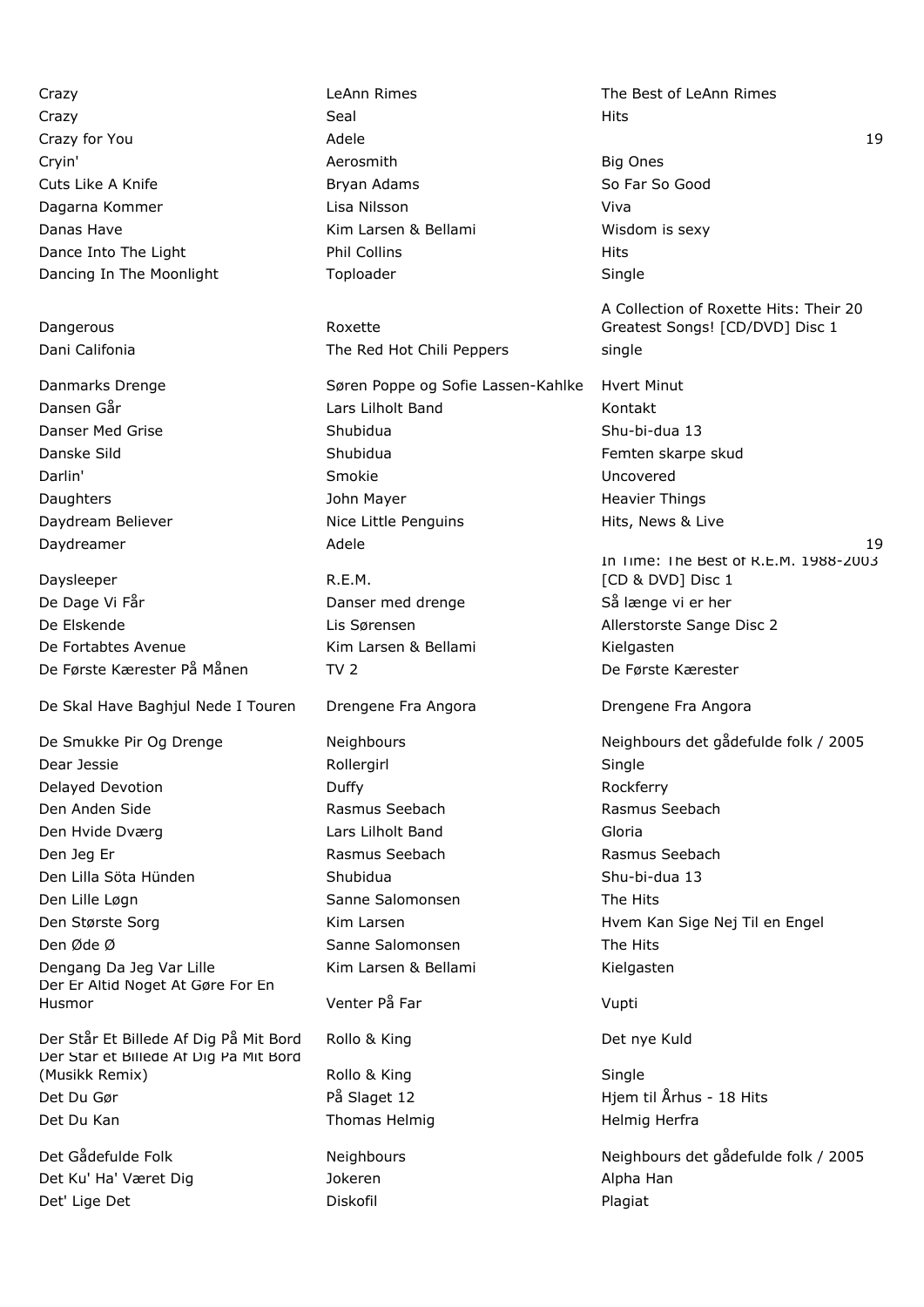| | | | |
|---|---|---|---|
| Crazy | LeAnn Rimes | The Best of LeAnn Rimes | |
| Crazy | Seal | Hits | |
| Crazy for You | Adele | | 19 |
| Cryin' | Aerosmith | Big Ones | |
| Cuts Like A Knife | Bryan Adams | So Far So Good | |
| Dagarna Kommer | Lisa Nilsson | Viva | |
| Danas Have | Kim Larsen & Bellami | Wisdom is sexy | |
| Dance Into The Light | Phil Collins | Hits | |
| Dancing In The Moonlight | Toploader | Single | |
| Dangerous | Roxette | A Collection of Roxette Hits: Their 20 Greatest Songs! [CD/DVD] Disc 1 | |
| Dani Califonia | The Red Hot Chili Peppers | single | |
| Danmarks Drenge | Søren Poppe og Sofie Lassen-Kahlke | Hvert Minut | |
| Dansen Går | Lars Lilholt Band | Kontakt | |
| Danser Med Grise | Shubidua | Shu-bi-dua 13 | |
| Danske Sild | Shubidua | Femten skarpe skud | |
| Darlin' | Smokie | Uncovered | |
| Daughters | John Mayer | Heavier Things | |
| Daydream Believer | Nice Little Penguins | Hits, News & Live | |
| Daydreamer | Adele | | 19 |
| Daysleeper | R.E.M. | In Time: The Best of R.E.M. 1988-2003 [CD & DVD] Disc 1 | |
| De Dage Vi Får | Danser med drenge | Så længe vi er her | |
| De Elskende | Lis Sørensen | Allerstorste Sange Disc 2 | |
| De Fortabtes Avenue | Kim Larsen & Bellami | Kielgasten | |
| De Første Kærester På Månen | TV 2 | De Første Kærester | |
| De Skal Have Baghjul Nede I Touren | Drengene Fra Angora | Drengene Fra Angora | |
| De Smukke Pir Og Drenge | Neighbours | Neighbours det gådefulde folk / 2005 | |
| Dear Jessie | Rollergirl | Single | |
| Delayed Devotion | Duffy | Rockferry | |
| Den Anden Side | Rasmus Seebach | Rasmus Seebach | |
| Den Hvide Dværg | Lars Lilholt Band | Gloria | |
| Den Jeg Er | Rasmus Seebach | Rasmus Seebach | |
| Den Lilla Söta Hünden | Shubidua | Shu-bi-dua 13 | |
| Den Lille Løgn | Sanne Salomonsen | The Hits | |
| Den Største Sorg | Kim Larsen | Hvem Kan Sige Nej Til en Engel | |
| Den Øde Ø | Sanne Salomonsen | The Hits | |
| Dengang Da Jeg Var Lille | Kim Larsen & Bellami | Kielgasten | |
| Der Er Altid Noget At Gøre For En Husmor | Venter På Far | Vupti | |
| Der Står Et Billede Af Dig På Mit Bord | Rollo & King | Det nye Kuld | |
| Der Står et Billede Af Dig På Mit Bord (Musikk Remix) | Rollo & King | Single | |
| Det Du Gør | På Slaget 12 | Hjem til Århus - 18 Hits | |
| Det Du Kan | Thomas Helmig | Helmig Herfra | |
| Det Gådefulde Folk | Neighbours | Neighbours det gådefulde folk / 2005 | |
| Det Ku' Ha' Været Dig | Jokeren | Alpha Han | |
| Det' Lige Det | Diskofil | Plagiat | |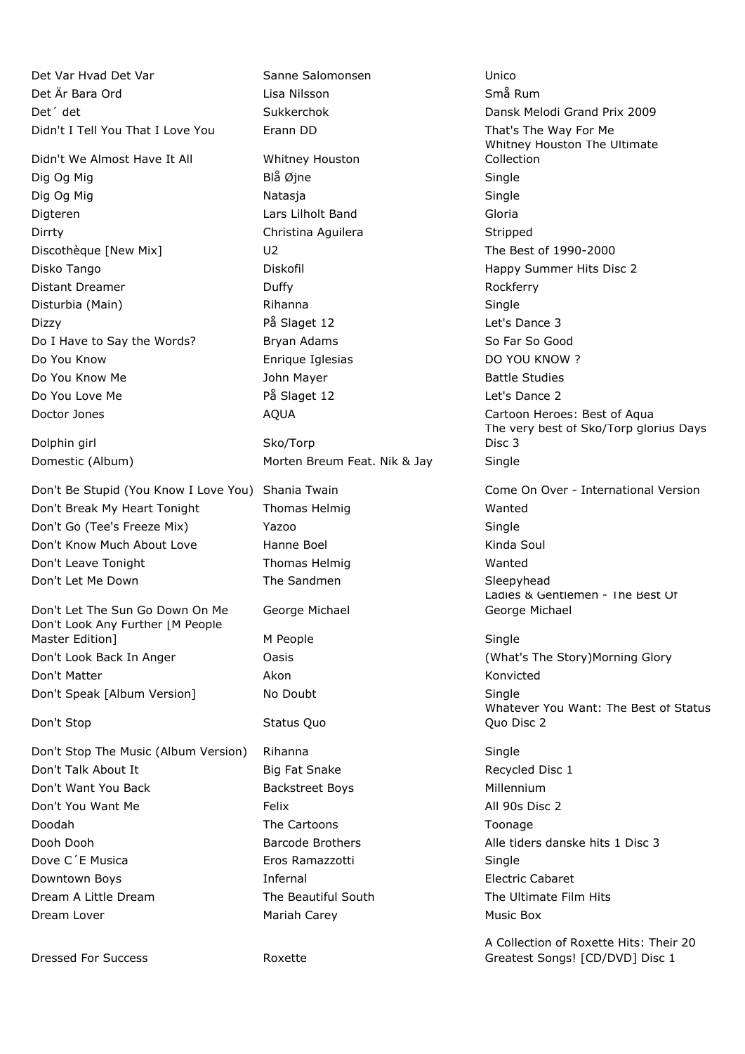| | | |
|---|---|---|
| Det Var Hvad Det Var | Sanne Salomonsen | Unico |
| Det Är Bara Ord | Lisa Nilsson | Små Rum |
| Det´ det | Sukkerchok | Dansk Melodi Grand Prix 2009 |
| Didn't I Tell You That I Love You | Erann DD | That's The Way For Me |
| Didn't We Almost Have It All | Whitney Houston | Whitney Houston The Ultimate Collection |
| Dig Og Mig | Blå Øjne | Single |
| Dig Og Mig | Natasja | Single |
| Digteren | Lars Lilholt Band | Gloria |
| Dirrty | Christina Aguilera | Stripped |
| Discothèque [New Mix] | U2 | The Best of 1990-2000 |
| Disko Tango | Diskofil | Happy Summer Hits Disc 2 |
| Distant Dreamer | Duffy | Rockferry |
| Disturbia (Main) | Rihanna | Single |
| Dizzy | På Slaget 12 | Let's Dance 3 |
| Do I Have to Say the Words? | Bryan Adams | So Far So Good |
| Do You Know | Enrique Iglesias | DO YOU KNOW ? |
| Do You Know Me | John Mayer | Battle Studies |
| Do You Love Me | På Slaget 12 | Let's Dance 2 |
| Doctor Jones | AQUA | Cartoon Heroes: Best of Aqua |
| Dolphin girl | Sko/Torp | The very best of Sko/Torp glorius Days Disc 3 |
| Domestic (Album) | Morten Breum Feat. Nik & Jay | Single |
| Don't Be Stupid (You Know I Love You) | Shania Twain | Come On Over - International Version |
| Don't Break My Heart Tonight | Thomas Helmig | Wanted |
| Don't Go (Tee's Freeze Mix) | Yazoo | Single |
| Don't Know Much About Love | Hanne Boel | Kinda Soul |
| Don't Leave Tonight | Thomas Helmig | Wanted |
| Don't Let Me Down | The Sandmen | Sleepyhead |
| Don't Let The Sun Go Down On Me | George Michael | Ladies & Gentlemen - The Best Of George Michael |
| Don't Look Any Further [M People Master Edition] | M People | Single |
| Don't Look Back In Anger | Oasis | (What's The Story)Morning Glory |
| Don't Matter | Akon | Konvicted |
| Don't Speak [Album Version] | No Doubt | Single |
| Don't Stop | Status Quo | Whatever You Want: The Best of Status Quo Disc 2 |
| Don't Stop The Music (Album Version) | Rihanna | Single |
| Don't Talk About It | Big Fat Snake | Recycled Disc 1 |
| Don't Want You Back | Backstreet Boys | Millennium |
| Don't You Want Me | Felix | All 90s Disc 2 |
| Doodah | The Cartoons | Toonage |
| Dooh Dooh | Barcode Brothers | Alle tiders danske hits 1 Disc 3 |
| Dove C´E Musica | Eros Ramazzotti | Single |
| Downtown Boys | Infernal | Electric Cabaret |
| Dream A Little Dream | The Beautiful South | The Ultimate Film Hits |
| Dream Lover | Mariah Carey | Music Box |
| Dressed For Success | Roxette | A Collection of Roxette Hits: Their 20 Greatest Songs! [CD/DVD] Disc 1 |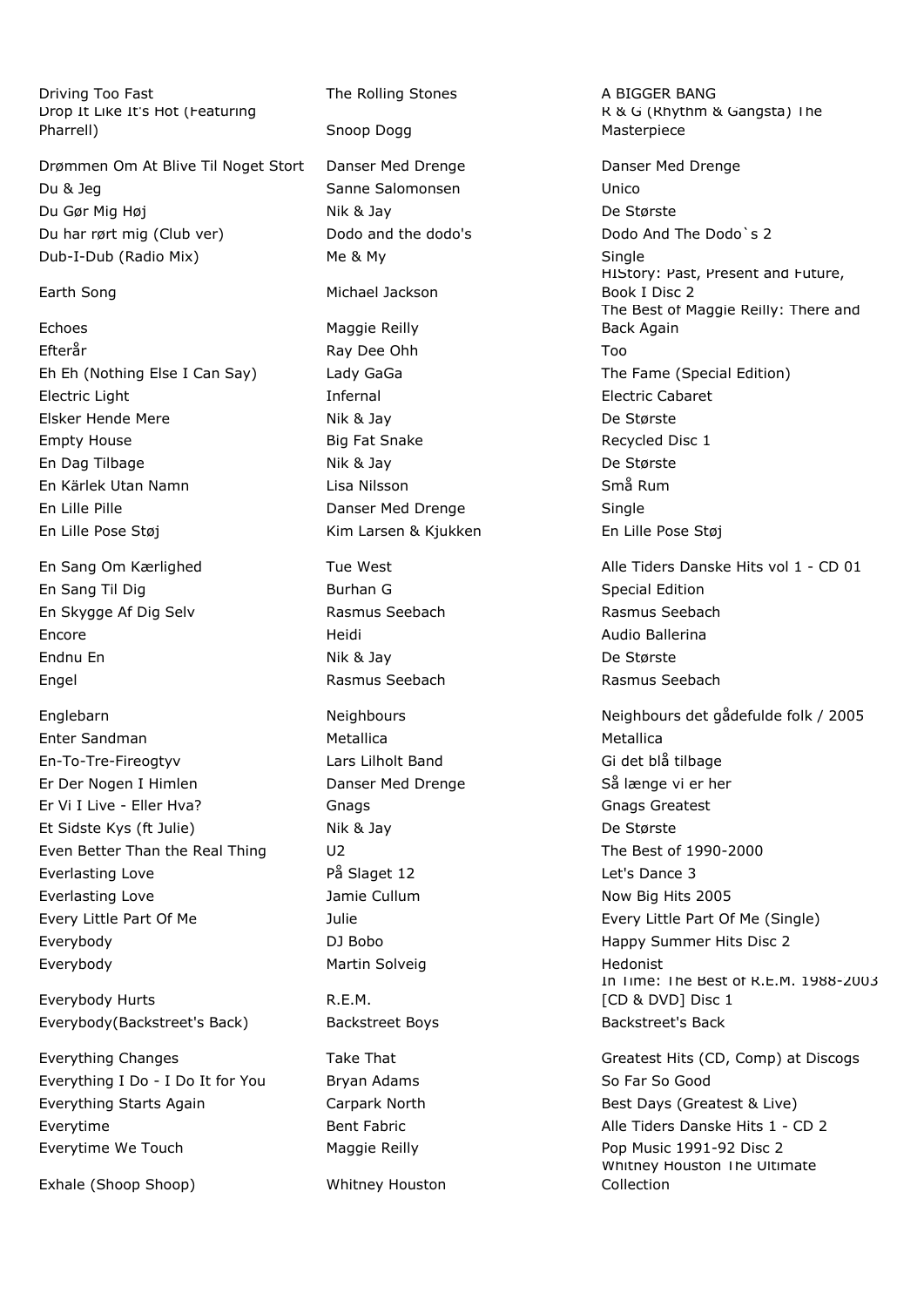| | | |
|---|---|---|
| Driving Too Fast | The Rolling Stones | A BIGGER BANG |
| Drop It Like It's Hot (Featuring Pharrell) | Snoop Dogg | R & G (Rhythm & Gangsta) The Masterpiece |
| Drømmen Om At Blive Til Noget Stort | Danser Med Drenge | Danser Med Drenge |
| Du & Jeg | Sanne Salomonsen | Unico |
| Du Gør Mig Høj | Nik & Jay | De Største |
| Du har rørt mig (Club ver) | Dodo and the dodo's | Dodo And The Dodo`s 2 |
| Dub-I-Dub (Radio Mix) | Me & My | Single |
| Earth Song | Michael Jackson | HIStory: Past, Present and Future, Book I Disc 2 |
| Echoes | Maggie Reilly | The Best of Maggie Reilly: There and Back Again |
| Efterår | Ray Dee Ohh | Too |
| Eh Eh (Nothing Else I Can Say) | Lady GaGa | The Fame (Special Edition) |
| Electric Light | Infernal | Electric Cabaret |
| Elsker Hende Mere | Nik & Jay | De Største |
| Empty House | Big Fat Snake | Recycled Disc 1 |
| En Dag Tilbage | Nik & Jay | De Største |
| En Kärlek Utan Namn | Lisa Nilsson | Små Rum |
| En Lille Pille | Danser Med Drenge | Single |
| En Lille Pose Støj | Kim Larsen & Kjukken | En Lille Pose Støj |
| En Sang Om Kærlighed | Tue West | Alle Tiders Danske Hits vol 1 - CD 01 |
| En Sang Til Dig | Burhan G | Special Edition |
| En Skygge Af Dig Selv | Rasmus Seebach | Rasmus Seebach |
| Encore | Heidi | Audio Ballerina |
| Endnu En | Nik & Jay | De Største |
| Engel | Rasmus Seebach | Rasmus Seebach |
| Englebarn | Neighbours | Neighbours det gådefulde folk / 2005 |
| Enter Sandman | Metallica | Metallica |
| En-To-Tre-Fireogtyv | Lars Lilholt Band | Gi det blå tilbage |
| Er Der Nogen I Himlen | Danser Med Drenge | Så længe vi er her |
| Er Vi I Live - Eller Hva? | Gnags | Gnags Greatest |
| Et Sidste Kys (ft Julie) | Nik & Jay | De Største |
| Even Better Than the Real Thing | U2 | The Best of 1990-2000 |
| Everlasting Love | På Slaget 12 | Let's Dance 3 |
| Everlasting Love | Jamie Cullum | Now Big Hits 2005 |
| Every Little Part Of Me | Julie | Every Little Part Of Me (Single) |
| Everybody | DJ Bobo | Happy Summer Hits Disc 2 |
| Everybody | Martin Solveig | Hedonist |
| Everybody Hurts | R.E.M. | In Time: The Best of R.E.M. 1988-2003 [CD & DVD] Disc 1 |
| Everybody(Backstreet's Back) | Backstreet Boys | Backstreet's Back |
| Everything Changes | Take That | Greatest Hits (CD, Comp) at Discogs |
| Everything I Do - I Do It for You | Bryan Adams | So Far So Good |
| Everything Starts Again | Carpark North | Best Days (Greatest & Live) |
| Everytime | Bent Fabric | Alle Tiders Danske Hits 1 - CD 2 |
| Everytime We Touch | Maggie Reilly | Pop Music 1991-92 Disc 2 |
| Exhale (Shoop Shoop) | Whitney Houston | Whitney Houston The Ultimate Collection |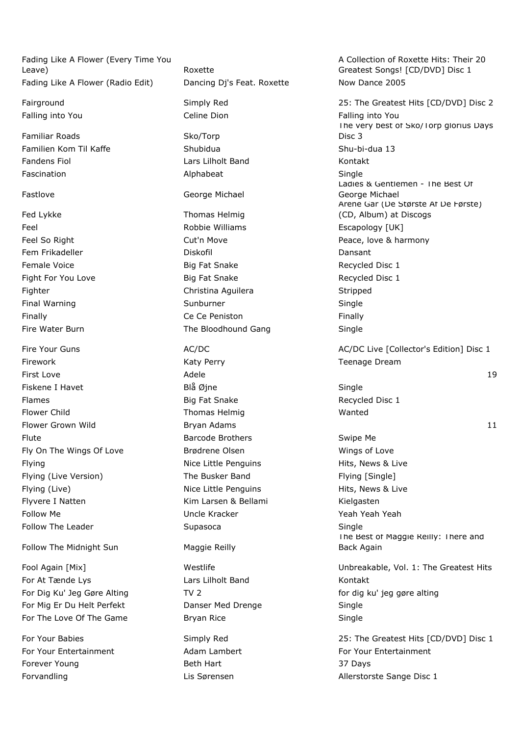| Title | Artist | Album |
|---|---|---|
| Fading Like A Flower (Every Time You Leave) | Roxette | A Collection of Roxette Hits: Their 20 Greatest Songs! [CD/DVD] Disc 1 |
| Fading Like A Flower (Radio Edit) | Dancing Dj's Feat. Roxette | Now Dance 2005 |
| Fairground | Simply Red | 25: The Greatest Hits [CD/DVD] Disc 2 |
| Falling into You | Celine Dion | Falling into You |
| Familiar Roads | Sko/Torp | The very best of Sko/Torp glorius Days Disc 3 |
| Familien Kom Til Kaffe | Shubidua | Shu-bi-dua 13 |
| Fandens Fiol | Lars Lilholt Band | Kontakt |
| Fascination | Alphabeat | Single |
| Fastlove | George Michael | Ladies & Gentlemen - The Best Of George Michael |
| Fed Lykke | Thomas Helmig | Årene Går (De Største Af De Første) (CD, Album) at Discogs |
| Feel | Robbie Williams | Escapology [UK] |
| Feel So Right | Cut'n Move | Peace, love & harmony |
| Fem Frikadeller | Diskofil | Dansant |
| Female Voice | Big Fat Snake | Recycled Disc 1 |
| Fight For You Love | Big Fat Snake | Recycled Disc 1 |
| Fighter | Christina Aguilera | Stripped |
| Final Warning | Sunburner | Single |
| Finally | Ce Ce Peniston | Finally |
| Fire Water Burn | The Bloodhound Gang | Single |
| Fire Your Guns | AC/DC | AC/DC Live [Collector's Edition] Disc 1 |
| Firework | Katy Perry | Teenage Dream |
| First Love | Adele | 19 |
| Fiskene I Havet | Blå Øjne | Single |
| Flames | Big Fat Snake | Recycled Disc 1 |
| Flower Child | Thomas Helmig | Wanted |
| Flower Grown Wild | Bryan Adams | 11 |
| Flute | Barcode Brothers | Swipe Me |
| Fly On The Wings Of Love | Brødrene Olsen | Wings of Love |
| Flying | Nice Little Penguins | Hits, News & Live |
| Flying (Live Version) | The Busker Band | Flying [Single] |
| Flying (Live) | Nice Little Penguins | Hits, News & Live |
| Flyvere I Natten | Kim Larsen & Bellami | Kielgasten |
| Follow Me | Uncle Kracker | Yeah Yeah Yeah |
| Follow The Leader | Supasoca | Single |
| Follow The Midnight Sun | Maggie Reilly | The Best of Maggie Reilly: There and Back Again |
| Fool Again [Mix] | Westlife | Unbreakable, Vol. 1: The Greatest Hits |
| For At Tænde Lys | Lars Lilholt Band | Kontakt |
| For Dig Ku' Jeg Gøre Alting | TV 2 | for dig ku' jeg gøre alting |
| For Mig Er Du Helt Perfekt | Danser Med Drenge | Single |
| For The Love Of The Game | Bryan Rice | Single |
| For Your Babies | Simply Red | 25: The Greatest Hits [CD/DVD] Disc 1 |
| For Your Entertainment | Adam Lambert | For Your Entertainment |
| Forever Young | Beth Hart | 37 Days |
| Forvandling | Lis Sørensen | Allerstorste Sange Disc 1 |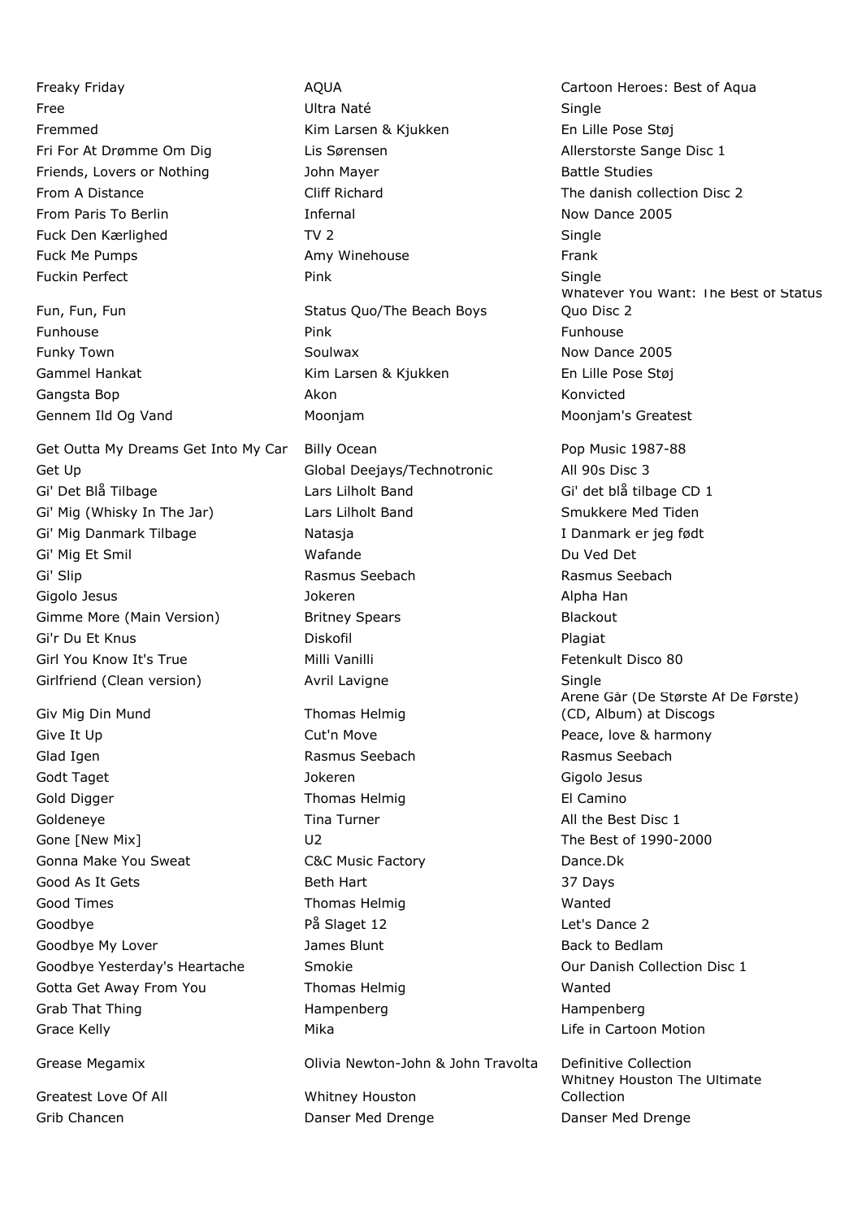| | | |
|---|---|---|
| Freaky Friday | AQUA | Cartoon Heroes: Best of Aqua |
| Free | Ultra Naté | Single |
| Fremmed | Kim Larsen & Kjukken | En Lille Pose Støj |
| Fri For At Drømme Om Dig | Lis Sørensen | Allerstorste Sange Disc 1 |
| Friends, Lovers or Nothing | John Mayer | Battle Studies |
| From A Distance | Cliff Richard | The danish collection Disc 2 |
| From Paris To Berlin | Infernal | Now Dance 2005 |
| Fuck Den Kærlighed | TV 2 | Single |
| Fuck Me Pumps | Amy Winehouse | Frank |
| Fuckin Perfect | Pink | Single |
| Fun, Fun, Fun | Status Quo/The Beach Boys | Whatever You Want: The Best of Status Quo Disc 2 |
| Funhouse | Pink | Funhouse |
| Funky Town | Soulwax | Now Dance 2005 |
| Gammel Hankat | Kim Larsen & Kjukken | En Lille Pose Støj |
| Gangsta Bop | Akon | Konvicted |
| Gennem Ild Og Vand | Moonjam | Moonjam's Greatest |
| Get Outta My Dreams Get Into My Car | Billy Ocean | Pop Music 1987-88 |
| Get Up | Global Deejays/Technotronic | All 90s Disc 3 |
| Gi' Det Blå Tilbage | Lars Lilholt Band | Gi' det blå tilbage CD 1 |
| Gi' Mig (Whisky In The Jar) | Lars Lilholt Band | Smukkere Med Tiden |
| Gi' Mig Danmark Tilbage | Natasja | I Danmark er jeg født |
| Gi' Mig Et Smil | Wafande | Du Ved Det |
| Gi' Slip | Rasmus Seebach | Rasmus Seebach |
| Gigolo Jesus | Jokeren | Alpha Han |
| Gimme More (Main Version) | Britney Spears | Blackout |
| Gi'r Du Et Knus | Diskofil | Plagiat |
| Girl You Know It's True | Milli Vanilli | Fetenkult Disco 80 |
| Girlfriend (Clean version) | Avril Lavigne | Single |
| Giv Mig Din Mund | Thomas Helmig | Arene Går (De Største Af De Første) (CD, Album) at Discogs |
| Give It Up | Cut'n Move | Peace, love & harmony |
| Glad Igen | Rasmus Seebach | Rasmus Seebach |
| Godt Taget | Jokeren | Gigolo Jesus |
| Gold Digger | Thomas Helmig | El Camino |
| Goldeneye | Tina Turner | All the Best Disc 1 |
| Gone [New Mix] | U2 | The Best of 1990-2000 |
| Gonna Make You Sweat | C&C Music Factory | Dance.Dk |
| Good As It Gets | Beth Hart | 37 Days |
| Good Times | Thomas Helmig | Wanted |
| Goodbye | På Slaget 12 | Let's Dance 2 |
| Goodbye My Lover | James Blunt | Back to Bedlam |
| Goodbye Yesterday's Heartache | Smokie | Our Danish Collection Disc 1 |
| Gotta Get Away From You | Thomas Helmig | Wanted |
| Grab That Thing | Hampenberg | Hampenberg |
| Grace Kelly | Mika | Life in Cartoon Motion |
| Grease Megamix | Olivia Newton-John & John Travolta | Definitive Collection |
| Greatest Love Of All | Whitney Houston | Whitney Houston The Ultimate Collection |
| Grib Chancen | Danser Med Drenge | Danser Med Drenge |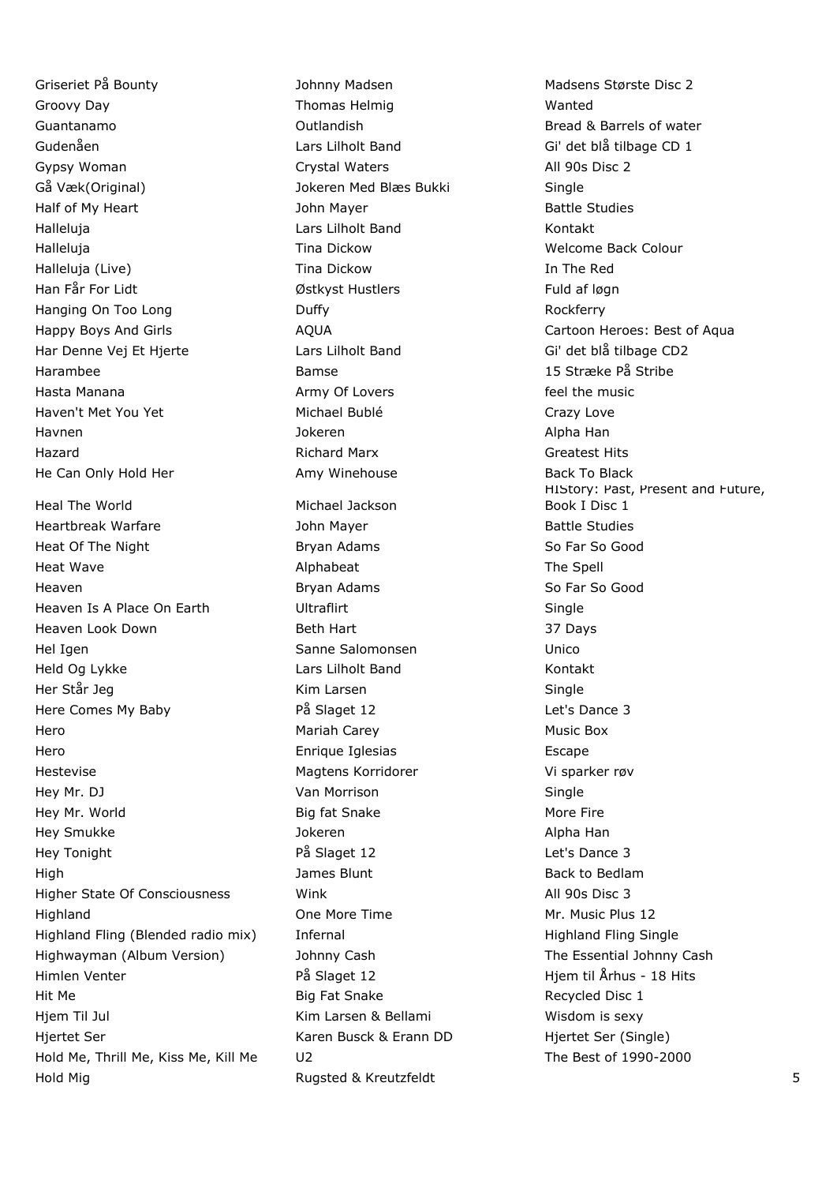| | | |
|---|---|---|
| Griseriet På Bounty | Johnny Madsen | Madsens Største Disc 2 |
| Groovy Day | Thomas Helmig | Wanted |
| Guantanamo | Outlandish | Bread & Barrels of water |
| Gudenåen | Lars Lilholt Band | Gi' det blå tilbage CD 1 |
| Gypsy Woman | Crystal Waters | All 90s Disc 2 |
| Gå Væk(Original) | Jokeren Med Blæs Bukki | Single |
| Half of My Heart | John Mayer | Battle Studies |
| Halleluja | Lars Lilholt Band | Kontakt |
| Halleluja | Tina Dickow | Welcome Back Colour |
| Halleluja (Live) | Tina Dickow | In The Red |
| Han Får For Lidt | Østkyst Hustlers | Fuld af løgn |
| Hanging On Too Long | Duffy | Rockferry |
| Happy Boys And Girls | AQUA | Cartoon Heroes: Best of Aqua |
| Har Denne Vej Et Hjerte | Lars Lilholt Band | Gi' det blå tilbage CD2 |
| Harambee | Bamse | 15 Stræke På Stribe |
| Hasta Manana | Army Of Lovers | feel the music |
| Haven't Met You Yet | Michael Bublé | Crazy Love |
| Havnen | Jokeren | Alpha Han |
| Hazard | Richard Marx | Greatest Hits |
| He Can Only Hold Her | Amy Winehouse | Back To Black |
| Heal The World | Michael Jackson | HIStory: Past, Present and Future, Book I Disc 1 |
| Heartbreak Warfare | John Mayer | Battle Studies |
| Heat Of The Night | Bryan Adams | So Far So Good |
| Heat Wave | Alphabeat | The Spell |
| Heaven | Bryan Adams | So Far So Good |
| Heaven Is A Place On Earth | Ultraflirt | Single |
| Heaven Look Down | Beth Hart | 37 Days |
| Hel Igen | Sanne Salomonsen | Unico |
| Held Og Lykke | Lars Lilholt Band | Kontakt |
| Her Står Jeg | Kim Larsen | Single |
| Here Comes My Baby | På Slaget 12 | Let's Dance 3 |
| Hero | Mariah Carey | Music Box |
| Hero | Enrique Iglesias | Escape |
| Hestevise | Magtens Korridorer | Vi sparker røv |
| Hey Mr. DJ | Van Morrison | Single |
| Hey Mr. World | Big fat Snake | More Fire |
| Hey Smukke | Jokeren | Alpha Han |
| Hey Tonight | På Slaget 12 | Let's Dance 3 |
| High | James Blunt | Back to Bedlam |
| Higher State Of Consciousness | Wink | All 90s Disc 3 |
| Highland | One More Time | Mr. Music Plus 12 |
| Highland Fling (Blended radio mix) | Infernal | Highland Fling Single |
| Highwayman (Album Version) | Johnny Cash | The Essential Johnny Cash |
| Himlen Venter | På Slaget 12 | Hjem til Århus - 18 Hits |
| Hit Me | Big Fat Snake | Recycled Disc 1 |
| Hjem Til Jul | Kim Larsen & Bellami | Wisdom is sexy |
| Hjertet Ser | Karen Busck & Erann DD | Hjertet Ser (Single) |
| Hold Me, Thrill Me, Kiss Me, Kill Me | U2 | The Best of 1990-2000 |
| Hold Mig | Rugsted & Kreutzfeldt | 5 |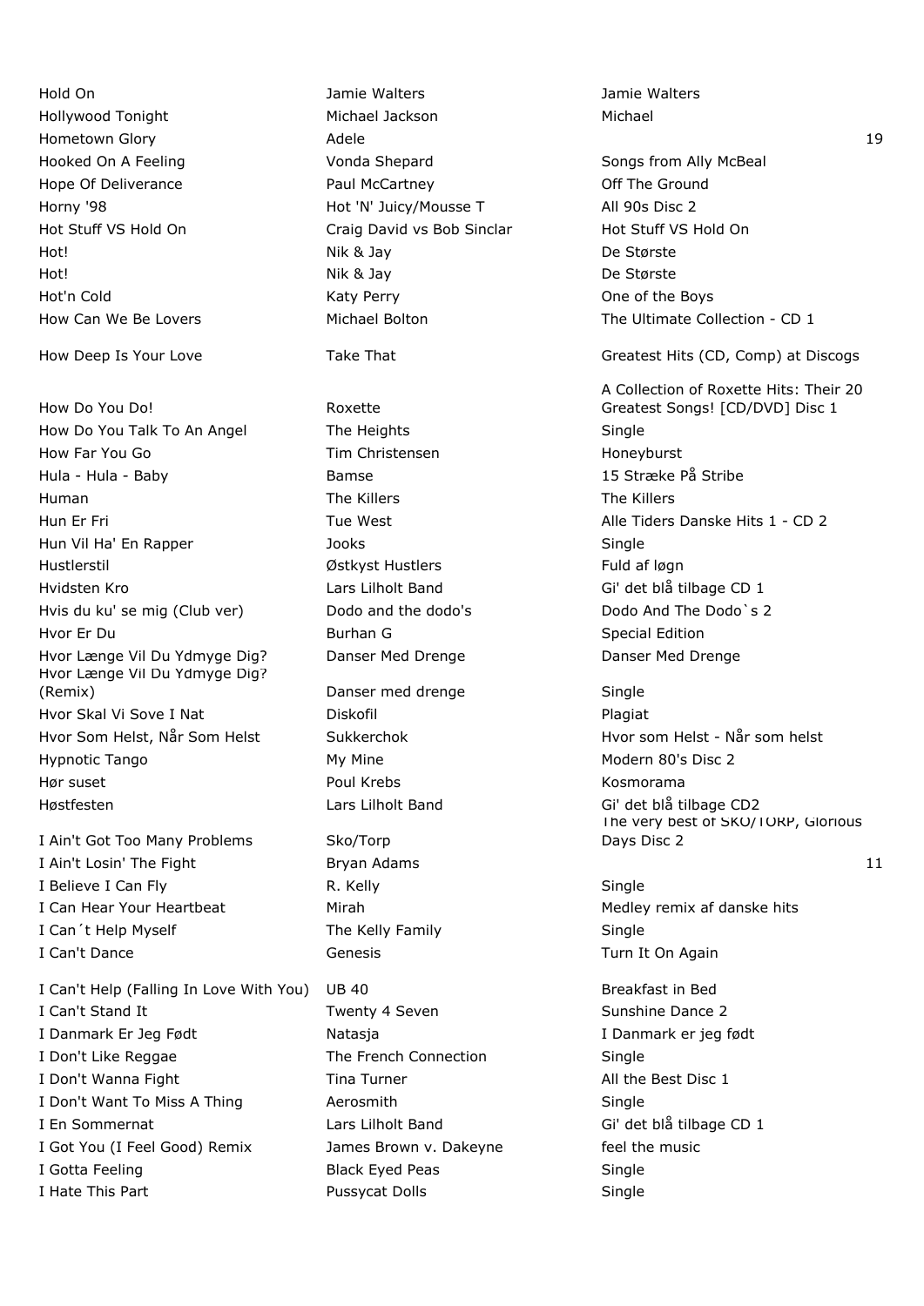| | | | |
|---|---|---|---|
| Hold On | Jamie Walters | Jamie Walters | |
| Hollywood Tonight | Michael Jackson | Michael | |
| Hometown Glory | Adele | | 19 |
| Hooked On A Feeling | Vonda Shepard | Songs from Ally McBeal | |
| Hope Of Deliverance | Paul McCartney | Off The Ground | |
| Horny '98 | Hot 'N' Juicy/Mousse T | All 90s Disc 2 | |
| Hot Stuff VS Hold On | Craig David vs Bob Sinclar | Hot Stuff VS Hold On | |
| Hot! | Nik & Jay | De Største | |
| Hot! | Nik & Jay | De Største | |
| Hot'n Cold | Katy Perry | One of the Boys | |
| How Can We Be Lovers | Michael Bolton | The Ultimate Collection - CD 1 | |
| How Deep Is Your Love | Take That | Greatest Hits (CD, Comp) at Discogs | |
| How Do You Do! | Roxette | A Collection of Roxette Hits: Their 20 Greatest Songs! [CD/DVD] Disc 1 | |
| How Do You Talk To An Angel | The Heights | Single | |
| How Far You Go | Tim Christensen | Honeyburst | |
| Hula - Hula - Baby | Bamse | 15 Stræke På Stribe | |
| Human | The Killers | The Killers | |
| Hun Er Fri | Tue West | Alle Tiders Danske Hits 1 - CD 2 | |
| Hun Vil Ha' En Rapper | Jooks | Single | |
| Hustlerstil | Østkyst Hustlers | Fuld af løgn | |
| Hvidsten Kro | Lars Lilholt Band | Gi' det blå tilbage CD 1 | |
| Hvis du ku' se mig (Club ver) | Dodo and the dodo's | Dodo And The Dodo`s 2 | |
| Hvor Er Du | Burhan G | Special Edition | |
| Hvor Længe Vil Du Ydmyge Dig? | Danser Med Drenge | Danser Med Drenge | |
| Hvor Længe Vil Du Ydmyge Dig? (Remix) | Danser med drenge | Single | |
| Hvor Skal Vi Sove I Nat | Diskofil | Plagiat | |
| Hvor Som Helst, Når Som Helst | Sukkerchok | Hvor som Helst - Når som helst | |
| Hypnotic Tango | My Mine | Modern 80's Disc 2 | |
| Hør suset | Poul Krebs | Kosmorama | |
| Høstfesten | Lars Lilholt Band | Gi' det blå tilbage CD2 | |
| I Ain't Got Too Many Problems | Sko/Torp | The very best of SKO/TORP, Glorious Days Disc 2 | |
| I Ain't Losin' The Fight | Bryan Adams | | 11 |
| I Believe I Can Fly | R. Kelly | Single | |
| I Can Hear Your Heartbeat | Mirah | Medley remix af danske hits | |
| I Can´t Help Myself | The Kelly Family | Single | |
| I Can't Dance | Genesis | Turn It On Again | |
| I Can't Help (Falling In Love With You) | UB 40 | Breakfast in Bed | |
| I Can't Stand It | Twenty 4 Seven | Sunshine Dance 2 | |
| I Danmark Er Jeg Født | Natasja | I Danmark er jeg født | |
| I Don't Like Reggae | The French Connection | Single | |
| I Don't Wanna Fight | Tina Turner | All the Best Disc 1 | |
| I Don't Want To Miss A Thing | Aerosmith | Single | |
| I En Sommernat | Lars Lilholt Band | Gi' det blå tilbage CD 1 | |
| I Got You (I Feel Good) Remix | James Brown v. Dakeyne | feel the music | |
| I Gotta Feeling | Black Eyed Peas | Single | |
| I Hate This Part | Pussycat Dolls | Single | |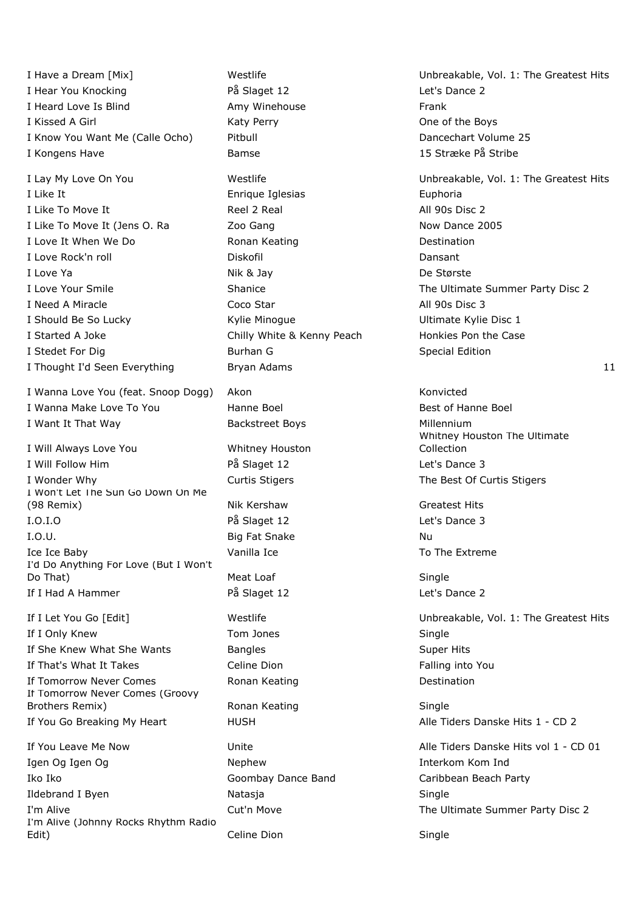| Title | Artist | Album |
|---|---|---|
| I Have a Dream [Mix] | Westlife | Unbreakable, Vol. 1: The Greatest Hits |
| I Hear You Knocking | På Slaget 12 | Let's Dance 2 |
| I Heard Love Is Blind | Amy Winehouse | Frank |
| I Kissed A Girl | Katy Perry | One of the Boys |
| I Know You Want Me (Calle Ocho) | Pitbull | Dancechart Volume 25 |
| I Kongens Have | Bamse | 15 Stræke På Stribe |
| I Lay My Love On You | Westlife | Unbreakable, Vol. 1: The Greatest Hits |
| I Like It | Enrique Iglesias | Euphoria |
| I Like To Move It | Reel 2 Real | All 90s Disc 2 |
| I Like To Move It (Jens O. Ra | Zoo Gang | Now Dance 2005 |
| I Love It When We Do | Ronan Keating | Destination |
| I Love Rock'n roll | Diskofil | Dansant |
| I Love Ya | Nik & Jay | De Største |
| I Love Your Smile | Shanice | The Ultimate Summer Party Disc 2 |
| I Need A Miracle | Coco Star | All 90s Disc 3 |
| I Should Be So Lucky | Kylie Minogue | Ultimate Kylie Disc 1 |
| I Started A Joke | Chilly White & Kenny Peach | Honkies Pon the Case |
| I Stedet For Dig | Burhan G | Special Edition |
| I Thought I'd Seen Everything | Bryan Adams | 11 |
| I Wanna Love You (feat. Snoop Dogg) | Akon | Konvicted |
| I Wanna Make Love To You | Hanne Boel | Best of Hanne Boel |
| I Want It That Way | Backstreet Boys | Millennium |
| I Will Always Love You | Whitney Houston | Whitney Houston The Ultimate Collection |
| I Will Follow Him | På Slaget 12 | Let's Dance 3 |
| I Wonder Why | Curtis Stigers | The Best Of Curtis Stigers |
| I Won't Let The Sun Go Down On Me (98 Remix) | Nik Kershaw | Greatest Hits |
| I.O.I.O | På Slaget 12 | Let's Dance 3 |
| I.O.U. | Big Fat Snake | Nu |
| Ice Ice Baby | Vanilla Ice | To The Extreme |
| I'd Do Anything For Love (But I Won't Do That) | Meat Loaf | Single |
| If I Had A Hammer | På Slaget 12 | Let's Dance 2 |
| If I Let You Go [Edit] | Westlife | Unbreakable, Vol. 1: The Greatest Hits |
| If I Only Knew | Tom Jones | Single |
| If She Knew What She Wants | Bangles | Super Hits |
| If That's What It Takes | Celine Dion | Falling into You |
| If Tomorrow Never Comes | Ronan Keating | Destination |
| If Tomorrow Never Comes (Groovy Brothers Remix) | Ronan Keating | Single |
| If You Go Breaking My Heart | HUSH | Alle Tiders Danske Hits 1 - CD 2 |
| If You Leave Me Now | Unite | Alle Tiders Danske Hits vol 1 - CD 01 |
| Igen Og Igen Og | Nephew | Interkom Kom Ind |
| Iko Iko | Goombay Dance Band | Caribbean Beach Party |
| Ildebrand I Byen | Natasja | Single |
| I'm Alive | Cut'n Move | The Ultimate Summer Party Disc 2 |
| I'm Alive (Johnny Rocks Rhythm Radio Edit) | Celine Dion | Single |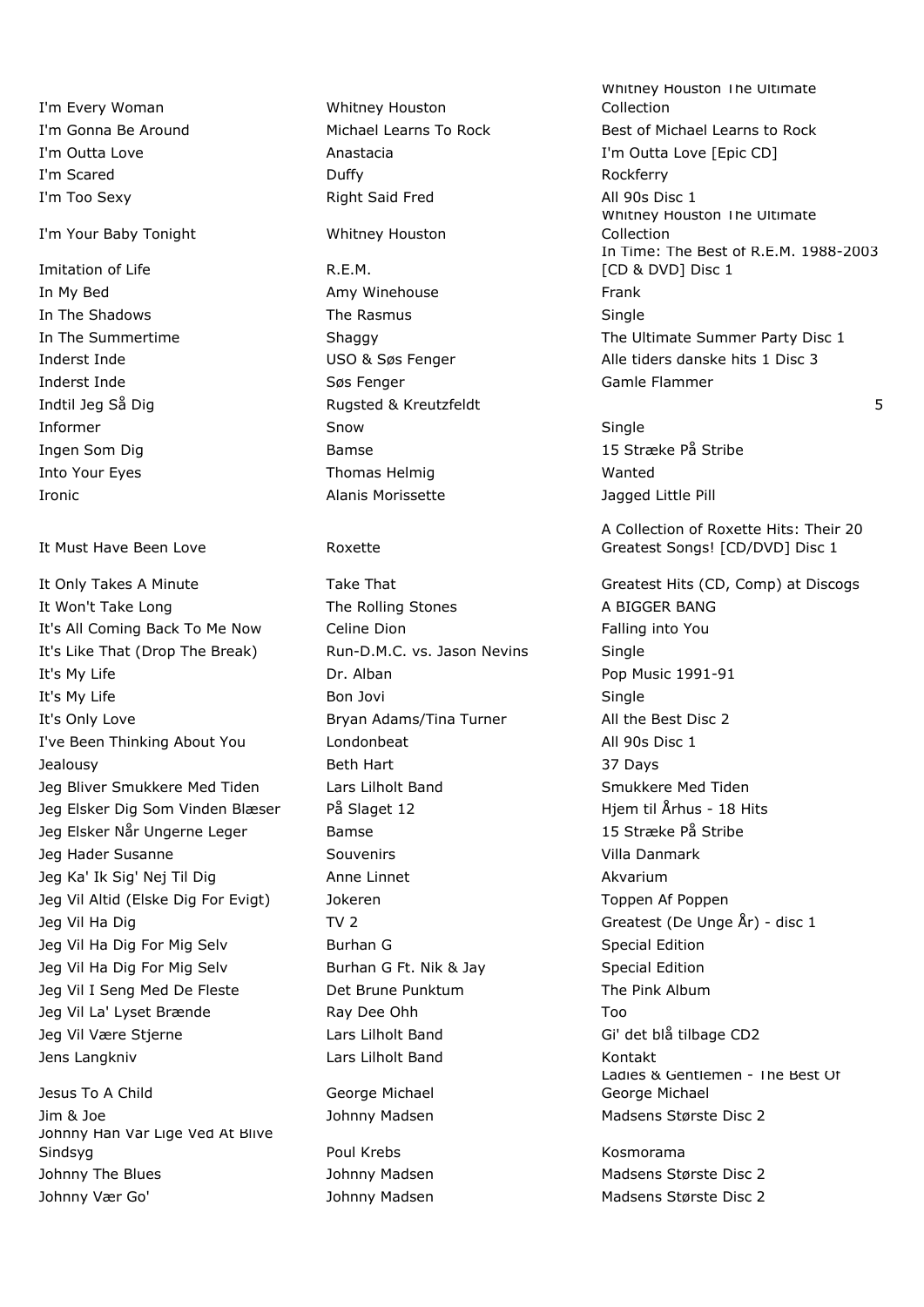| | | |
|---|---|---|
| I'm Every Woman | Whitney Houston | Whitney Houston The Ultimate Collection |
| I'm Gonna Be Around | Michael Learns To Rock | Best of Michael Learns to Rock |
| I'm Outta Love | Anastacia | I'm Outta Love [Epic CD] |
| I'm Scared | Duffy | Rockferry |
| I'm Too Sexy | Right Said Fred | All 90s Disc 1 |
| I'm Your Baby Tonight | Whitney Houston | Whitney Houston The Ultimate Collection |
| Imitation of Life | R.E.M. | In Time: The Best of R.E.M. 1988-2003 [CD & DVD] Disc 1 |
| In My Bed | Amy Winehouse | Frank |
| In The Shadows | The Rasmus | Single |
| In The Summertime | Shaggy | The Ultimate Summer Party Disc 1 |
| Inderst Inde | USO & Søs Fenger | Alle tiders danske hits 1 Disc 3 |
| Inderst Inde | Søs Fenger | Gamle Flammer |
| Indtil Jeg Så Dig | Rugsted & Kreutzfeldt | 5 |
| Informer | Snow | Single |
| Ingen Som Dig | Bamse | 15 Stræke På Stribe |
| Into Your Eyes | Thomas Helmig | Wanted |
| Ironic | Alanis Morissette | Jagged Little Pill |
| It Must Have Been Love | Roxette | A Collection of Roxette Hits: Their 20 Greatest Songs! [CD/DVD] Disc 1 |
| It Only Takes A Minute | Take That | Greatest Hits (CD, Comp) at Discogs |
| It Won't Take Long | The Rolling Stones | A BIGGER BANG |
| It's All Coming Back To Me Now | Celine Dion | Falling into You |
| It's Like That (Drop The Break) | Run-D.M.C. vs. Jason Nevins | Single |
| It's My Life | Dr. Alban | Pop Music 1991-91 |
| It's My Life | Bon Jovi | Single |
| It's Only Love | Bryan Adams/Tina Turner | All the Best Disc 2 |
| I've Been Thinking About You | Londonbeat | All 90s Disc 1 |
| Jealousy | Beth Hart | 37 Days |
| Jeg Bliver Smukkere Med Tiden | Lars Lilholt Band | Smukkere Med Tiden |
| Jeg Elsker Dig Som Vinden Blæser | På Slaget 12 | Hjem til Århus - 18 Hits |
| Jeg Elsker Når Ungerne Leger | Bamse | 15 Stræke På Stribe |
| Jeg Hader Susanne | Souvenirs | Villa Danmark |
| Jeg Ka' Ik Sig' Nej Til Dig | Anne Linnet | Akvarium |
| Jeg Vil Altid (Elske Dig For Evigt) | Jokeren | Toppen Af Poppen |
| Jeg Vil Ha Dig | TV 2 | Greatest (De Unge År) - disc 1 |
| Jeg Vil Ha Dig For Mig Selv | Burhan G | Special Edition |
| Jeg Vil Ha Dig For Mig Selv | Burhan G Ft. Nik & Jay | Special Edition |
| Jeg Vil I Seng Med De Fleste | Det Brune Punktum | The Pink Album |
| Jeg Vil La' Lyset Brænde | Ray Dee Ohh | Too |
| Jeg Vil Være Stjerne | Lars Lilholt Band | Gi' det blå tilbage CD2 |
| Jens Langkniv | Lars Lilholt Band | Kontakt |
| Jesus To A Child | George Michael | Ladies & Gentlemen - The Best Of George Michael |
| Jim & Joe | Johnny Madsen | Madsens Største Disc 2 |
| Johnny Han Var Lige Ved At Blive Sindsyg | Poul Krebs | Kosmorama |
| Johnny The Blues | Johnny Madsen | Madsens Største Disc 2 |
| Johnny Vær Go' | Johnny Madsen | Madsens Største Disc 2 |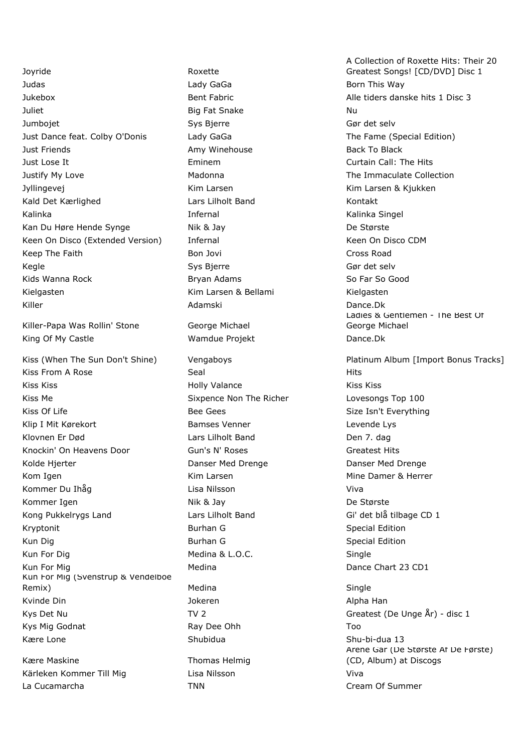| | | |
|---|---|---|
| Joyride | Roxette | A Collection of Roxette Hits: Their 20 Greatest Songs! [CD/DVD] Disc 1 |
| Judas | Lady GaGa | Born This Way |
| Jukebox | Bent Fabric | Alle tiders danske hits 1 Disc 3 |
| Juliet | Big Fat Snake | Nu |
| Jumbojet | Sys Bjerre | Gør det selv |
| Just Dance feat. Colby O'Donis | Lady GaGa | The Fame (Special Edition) |
| Just Friends | Amy Winehouse | Back To Black |
| Just Lose It | Eminem | Curtain Call: The Hits |
| Justify My Love | Madonna | The Immaculate Collection |
| Jyllingevej | Kim Larsen | Kim Larsen & Kjukken |
| Kald Det Kærlighed | Lars Lilholt Band | Kontakt |
| Kalinka | Infernal | Kalinka Singel |
| Kan Du Høre Hende Synge | Nik & Jay | De Største |
| Keen On Disco (Extended Version) | Infernal | Keen On Disco CDM |
| Keep The Faith | Bon Jovi | Cross Road |
| Kegle | Sys Bjerre | Gør det selv |
| Kids Wanna Rock | Bryan Adams | So Far So Good |
| Kielgasten | Kim Larsen & Bellami | Kielgasten |
| Killer | Adamski | Dance.Dk |
| Killer-Papa Was Rollin' Stone | George Michael | Ladies & Gentlemen - The Best Of George Michael |
| King Of My Castle | Wamdue Projekt | Dance.Dk |
| Kiss (When The Sun Don't Shine) | Vengaboys | Platinum Album [Import Bonus Tracks] |
| Kiss From A Rose | Seal | Hits |
| Kiss Kiss | Holly Valance | Kiss Kiss |
| Kiss Me | Sixpence Non The Richer | Lovesongs Top 100 |
| Kiss Of Life | Bee Gees | Size Isn't Everything |
| Klip I Mit Kørekort | Bamses Venner | Levende Lys |
| Klovnen Er Død | Lars Lilholt Band | Den 7. dag |
| Knockin' On Heavens Door | Gun's N' Roses | Greatest Hits |
| Kolde Hjerter | Danser Med Drenge | Danser Med Drenge |
| Kom Igen | Kim Larsen | Mine Damer & Herrer |
| Kommer Du Ihåg | Lisa Nilsson | Viva |
| Kommer Igen | Nik & Jay | De Største |
| Kong Pukkelrygs Land | Lars Lilholt Band | Gi' det blå tilbage CD 1 |
| Kryptonit | Burhan G | Special Edition |
| Kun Dig | Burhan G | Special Edition |
| Kun For Dig | Medina & L.O.C. | Single |
| Kun For Mig | Medina | Dance Chart 23 CD1 |
| Kun For Mig (Svenstrup & Vendelboe Remix) | Medina | Single |
| Kvinde Din | Jokeren | Alpha Han |
| Kys Det Nu | TV 2 | Greatest (De Unge År) - disc 1 |
| Kys Mig Godnat | Ray Dee Ohh | Too |
| Kære Lone | Shubidua | Shu-bi-dua 13 |
| Kære Maskine | Thomas Helmig | Årene Går (De Største Af De Første) (CD, Album) at Discogs |
| Kärleken Kommer Till Mig | Lisa Nilsson | Viva |
| La Cucamarcha | TNN | Cream Of Summer |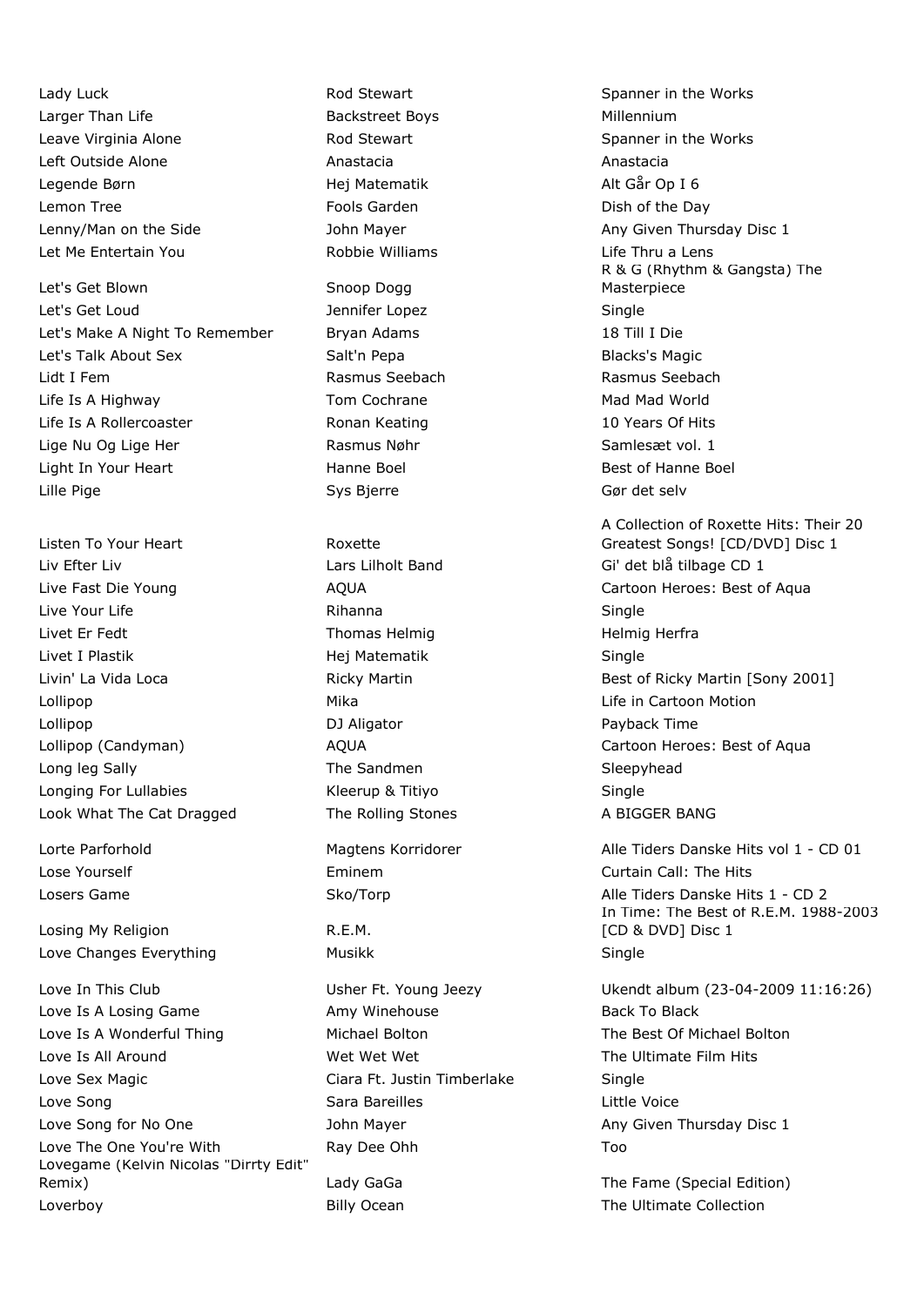| | | |
|---|---|---|
| Lady Luck | Rod Stewart | Spanner in the Works |
| Larger Than Life | Backstreet Boys | Millennium |
| Leave Virginia Alone | Rod Stewart | Spanner in the Works |
| Left Outside Alone | Anastacia | Anastacia |
| Legende Børn | Hej Matematik | Alt Går Op I 6 |
| Lemon Tree | Fools Garden | Dish of the Day |
| Lenny/Man on the Side | John Mayer | Any Given Thursday Disc 1 |
| Let Me Entertain You | Robbie Williams | Life Thru a Lens |
| Let's Get Blown | Snoop Dogg | R & G (Rhythm & Gangsta) The Masterpiece |
| Let's Get Loud | Jennifer Lopez | Single |
| Let's Make A Night To Remember | Bryan Adams | 18 Till I Die |
| Let's Talk About Sex | Salt'n Pepa | Blacks's Magic |
| Lidt I Fem | Rasmus Seebach | Rasmus Seebach |
| Life Is A Highway | Tom Cochrane | Mad Mad World |
| Life Is A Rollercoaster | Ronan Keating | 10 Years Of Hits |
| Lige Nu Og Lige Her | Rasmus Nøhr | Samlesæt vol. 1 |
| Light In Your Heart | Hanne Boel | Best of Hanne Boel |
| Lille Pige | Sys Bjerre | Gør det selv |
| Listen To Your Heart | Roxette | A Collection of Roxette Hits: Their 20 Greatest Songs! [CD/DVD] Disc 1 |
| Liv Efter Liv | Lars Lilholt Band | Gi' det blå tilbage CD 1 |
| Live Fast Die Young | AQUA | Cartoon Heroes: Best of Aqua |
| Live Your Life | Rihanna | Single |
| Livet Er Fedt | Thomas Helmig | Helmig Herfra |
| Livet I Plastik | Hej Matematik | Single |
| Livin' La Vida Loca | Ricky Martin | Best of Ricky Martin [Sony 2001] |
| Lollipop | Mika | Life in Cartoon Motion |
| Lollipop | DJ Aligator | Payback Time |
| Lollipop (Candyman) | AQUA | Cartoon Heroes: Best of Aqua |
| Long leg Sally | The Sandmen | Sleepyhead |
| Longing For Lullabies | Kleerup & Titiyo | Single |
| Look What The Cat Dragged | The Rolling Stones | A BIGGER BANG |
| Lorte Parforhold | Magtens Korridorer | Alle Tiders Danske Hits vol 1 - CD 01 |
| Lose Yourself | Eminem | Curtain Call: The Hits |
| Losers Game | Sko/Torp | Alle Tiders Danske Hits 1 - CD 2 |
| Losing My Religion | R.E.M. | In Time: The Best of R.E.M. 1988-2003 [CD & DVD] Disc 1 |
| Love Changes Everything | Musikk | Single |
| Love In This Club | Usher Ft. Young Jeezy | Ukendt album (23-04-2009 11:16:26) |
| Love Is A Losing Game | Amy Winehouse | Back To Black |
| Love Is A Wonderful Thing | Michael Bolton | The Best Of Michael Bolton |
| Love Is All Around | Wet Wet Wet | The Ultimate Film Hits |
| Love Sex Magic | Ciara Ft. Justin Timberlake | Single |
| Love Song | Sara Bareilles | Little Voice |
| Love Song for No One | John Mayer | Any Given Thursday Disc 1 |
| Love The One You're With | Ray Dee Ohh | Too |
| Lovegame (Kelvin Nicolas "Dirrty Edit" Remix) | Lady GaGa | The Fame (Special Edition) |
| Loverboy | Billy Ocean | The Ultimate Collection |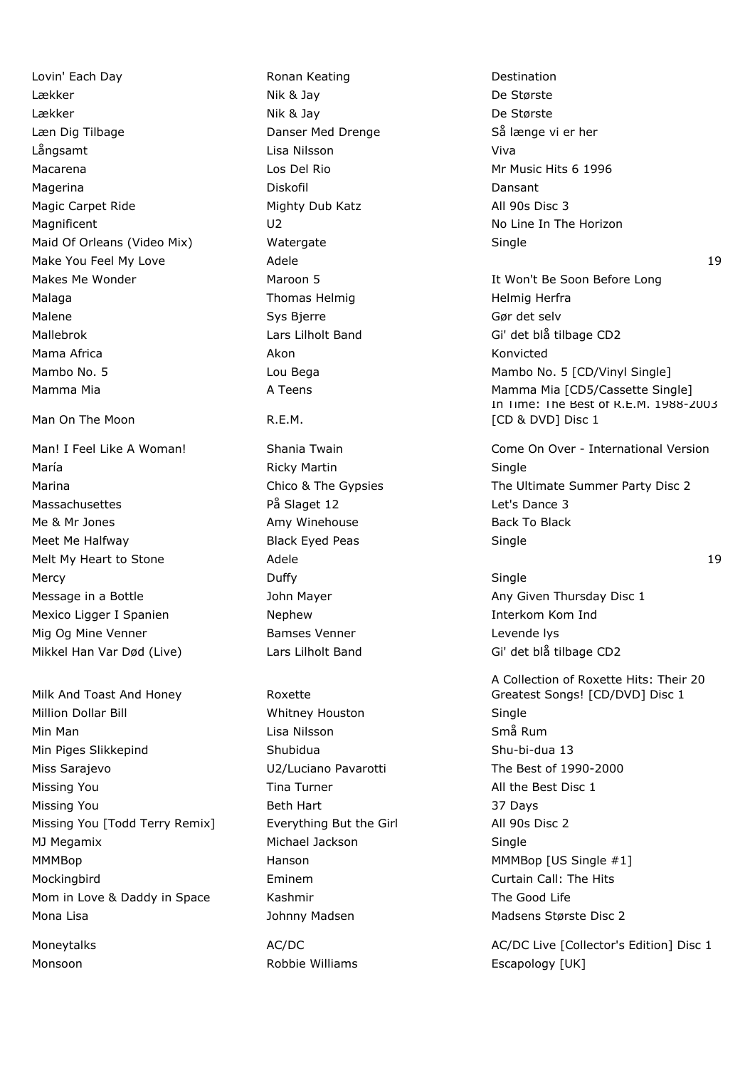| | | | |
|---|---|---|---|
| Lovin' Each Day | Ronan Keating | Destination | |
| Lækker | Nik & Jay | De Største | |
| Lækker | Nik & Jay | De Største | |
| Læn Dig Tilbage | Danser Med Drenge | Så længe vi er her | |
| Långsamt | Lisa Nilsson | Viva | |
| Macarena | Los Del Rio | Mr Music Hits 6 1996 | |
| Magerina | Diskofil | Dansant | |
| Magic Carpet Ride | Mighty Dub Katz | All 90s Disc 3 | |
| Magnificent | U2 | No Line In The Horizon | |
| Maid Of Orleans (Video Mix) | Watergate | Single | |
| Make You Feel My Love | Adele | | 19 |
| Makes Me Wonder | Maroon 5 | It Won't Be Soon Before Long | |
| Malaga | Thomas Helmig | Helmig Herfra | |
| Malene | Sys Bjerre | Gør det selv | |
| Mallebrok | Lars Lilholt Band | Gi' det blå tilbage CD2 | |
| Mama Africa | Akon | Konvicted | |
| Mambo No. 5 | Lou Bega | Mambo No. 5 [CD/Vinyl Single] | |
| Mamma Mia | A Teens | Mamma Mia [CD5/Cassette Single] | |
| Man On The Moon | R.E.M. | In Time: The Best of R.E.M. 1988-2003 [CD & DVD] Disc 1 | |
| Man! I Feel Like A Woman! | Shania Twain | Come On Over - International Version | |
| María | Ricky Martin | Single | |
| Marina | Chico & The Gypsies | The Ultimate Summer Party Disc 2 | |
| Massachusettes | På Slaget 12 | Let's Dance 3 | |
| Me & Mr Jones | Amy Winehouse | Back To Black | |
| Meet Me Halfway | Black Eyed Peas | Single | |
| Melt My Heart to Stone | Adele | | 19 |
| Mercy | Duffy | Single | |
| Message in a Bottle | John Mayer | Any Given Thursday Disc 1 | |
| Mexico Ligger I Spanien | Nephew | Interkom Kom Ind | |
| Mig Og Mine Venner | Bamses Venner | Levende lys | |
| Mikkel Han Var Død (Live) | Lars Lilholt Band | Gi' det blå tilbage CD2 | |
| Milk And Toast And Honey | Roxette | A Collection of Roxette Hits: Their 20 Greatest Songs! [CD/DVD] Disc 1 | |
| Million Dollar Bill | Whitney Houston | Single | |
| Min Man | Lisa Nilsson | Små Rum | |
| Min Piges Slikkepind | Shubidua | Shu-bi-dua 13 | |
| Miss Sarajevo | U2/Luciano Pavarotti | The Best of 1990-2000 | |
| Missing You | Tina Turner | All the Best Disc 1 | |
| Missing You | Beth Hart | 37 Days | |
| Missing You [Todd Terry Remix] | Everything But the Girl | All 90s Disc 2 | |
| MJ Megamix | Michael Jackson | Single | |
| MMMBop | Hanson | MMMBop [US Single #1] | |
| Mockingbird | Eminem | Curtain Call: The Hits | |
| Mom in Love & Daddy in Space | Kashmir | The Good Life | |
| Mona Lisa | Johnny Madsen | Madsens Største Disc 2 | |
| Moneytalks | AC/DC | AC/DC Live [Collector's Edition] Disc 1 | |
| Monsoon | Robbie Williams | Escapology [UK] | |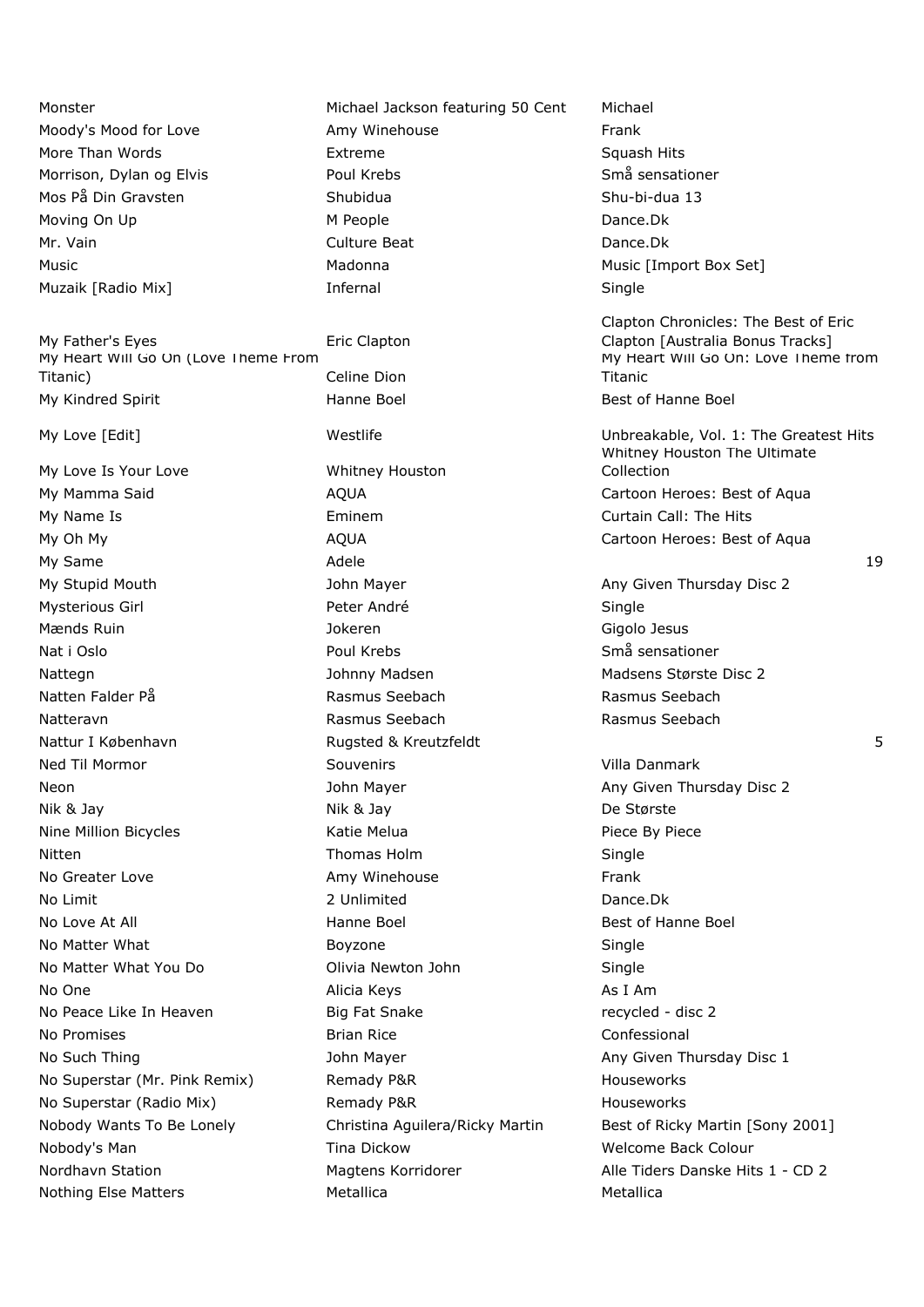| | | | |
|---|---|---|---|
| Monster | Michael Jackson featuring 50 Cent | Michael | |
| Moody's Mood for Love | Amy Winehouse | Frank | |
| More Than Words | Extreme | Squash Hits | |
| Morrison, Dylan og Elvis | Poul Krebs | Små sensationer | |
| Mos På Din Gravsten | Shubidua | Shu-bi-dua 13 | |
| Moving On Up | M People | Dance.Dk | |
| Mr. Vain | Culture Beat | Dance.Dk | |
| Music | Madonna | Music [Import Box Set] | |
| Muzaik [Radio Mix] | Infernal | Single | |
| My Father's Eyes | Eric Clapton | Clapton Chronicles: The Best of Eric Clapton [Australia Bonus Tracks] | |
| My Heart Will Go On (Love Theme From Titanic) | Celine Dion | My Heart Will Go On: Love Theme from Titanic | |
| My Kindred Spirit | Hanne Boel | Best of Hanne Boel | |
| My Love [Edit] | Westlife | Unbreakable, Vol. 1: The Greatest Hits | |
| My Love Is Your Love | Whitney Houston | Whitney Houston The Ultimate Collection | |
| My Mamma Said | AQUA | Cartoon Heroes: Best of Aqua | |
| My Name Is | Eminem | Curtain Call: The Hits | |
| My Oh My | AQUA | Cartoon Heroes: Best of Aqua | |
| My Same | Adele | | 19 |
| My Stupid Mouth | John Mayer | Any Given Thursday Disc 2 | |
| Mysterious Girl | Peter André | Single | |
| Mænds Ruin | Jokeren | Gigolo Jesus | |
| Nat i Oslo | Poul Krebs | Små sensationer | |
| Nattegn | Johnny Madsen | Madsens Største Disc 2 | |
| Natten Falder På | Rasmus Seebach | Rasmus Seebach | |
| Natteravn | Rasmus Seebach | Rasmus Seebach | |
| Nattur I København | Rugsted & Kreutzfeldt | | 5 |
| Ned Til Mormor | Souvenirs | Villa Danmark | |
| Neon | John Mayer | Any Given Thursday Disc 2 | |
| Nik & Jay | Nik & Jay | De Største | |
| Nine Million Bicycles | Katie Melua | Piece By Piece | |
| Nitten | Thomas Holm | Single | |
| No Greater Love | Amy Winehouse | Frank | |
| No Limit | 2 Unlimited | Dance.Dk | |
| No Love At All | Hanne Boel | Best of Hanne Boel | |
| No Matter What | Boyzone | Single | |
| No Matter What You Do | Olivia Newton John | Single | |
| No One | Alicia Keys | As I Am | |
| No Peace Like In Heaven | Big Fat Snake | recycled - disc 2 | |
| No Promises | Brian Rice | Confessional | |
| No Such Thing | John Mayer | Any Given Thursday Disc 1 | |
| No Superstar (Mr. Pink Remix) | Remady P&R | Houseworks | |
| No Superstar (Radio Mix) | Remady P&R | Houseworks | |
| Nobody Wants To Be Lonely | Christina Aguilera/Ricky Martin | Best of Ricky Martin [Sony 2001] | |
| Nobody's Man | Tina Dickow | Welcome Back Colour | |
| Nordhavn Station | Magtens Korridorer | Alle Tiders Danske Hits 1 - CD 2 | |
| Nothing Else Matters | Metallica | Metallica | |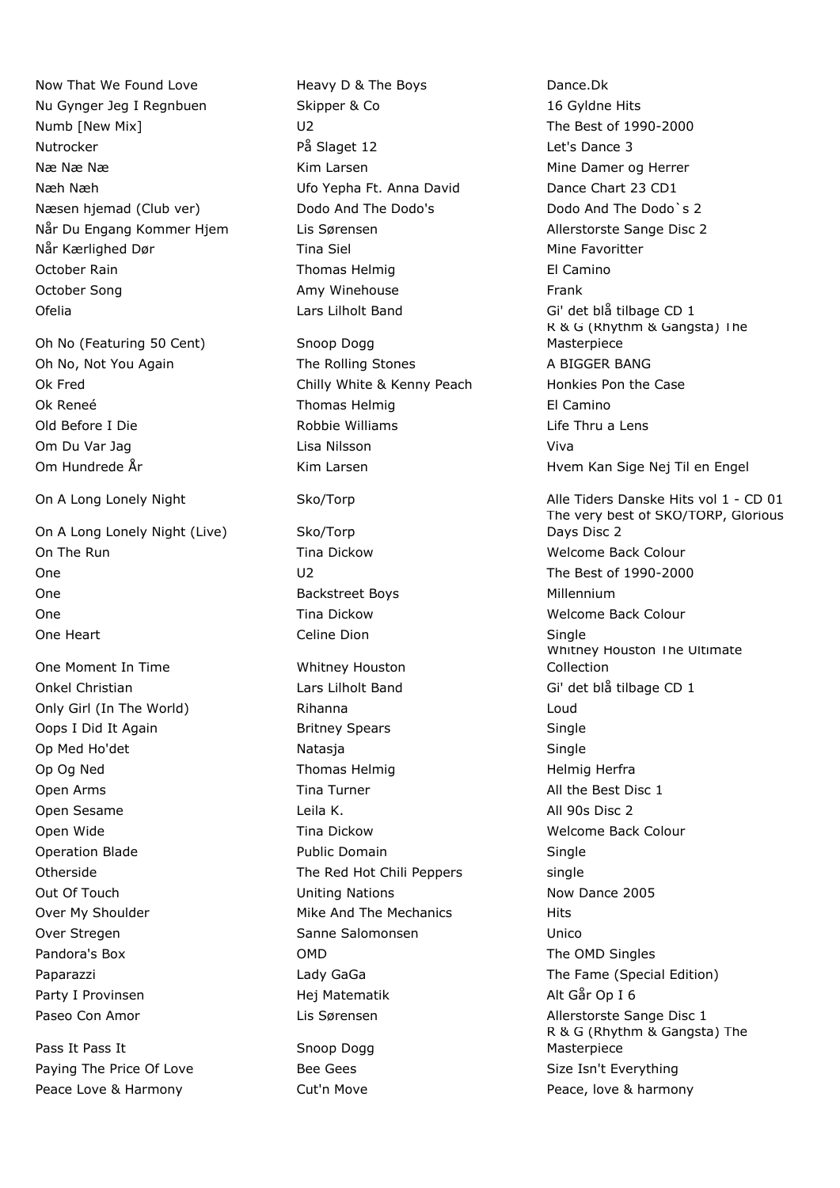| | | |
|---|---|---|
| Now That We Found Love | Heavy D & The Boys | Dance.Dk |
| Nu Gynger Jeg I Regnbuen | Skipper & Co | 16 Gyldne Hits |
| Numb [New Mix] | U2 | The Best of 1990-2000 |
| Nutrocker | På Slaget 12 | Let's Dance 3 |
| Næ Næ Næ | Kim Larsen | Mine Damer og Herrer |
| Næh Næh | Ufo Yepha Ft. Anna David | Dance Chart 23 CD1 |
| Næsen hjemad (Club ver) | Dodo And The Dodo's | Dodo And The Dodo`s 2 |
| Når Du Engang Kommer Hjem | Lis Sørensen | Allerstorste Sange Disc 2 |
| Når Kærlighed Dør | Tina Siel | Mine Favoritter |
| October Rain | Thomas Helmig | El Camino |
| October Song | Amy Winehouse | Frank |
| Ofelia | Lars Lilholt Band | Gi' det blå tilbage CD 1 |
| Oh No (Featuring 50 Cent) | Snoop Dogg | R & G (Rhythm & Gangsta) The Masterpiece |
| Oh No, Not You Again | The Rolling Stones | A BIGGER BANG |
| Ok Fred | Chilly White & Kenny Peach | Honkies Pon the Case |
| Ok Reneé | Thomas Helmig | El Camino |
| Old Before I Die | Robbie Williams | Life Thru a Lens |
| Om Du Var Jag | Lisa Nilsson | Viva |
| Om Hundrede År | Kim Larsen | Hvem Kan Sige Nej Til en Engel |
| On A Long Lonely Night | Sko/Torp | Alle Tiders Danske Hits vol 1 - CD 01 |
| On A Long Lonely Night (Live) | Sko/Torp | The very best of SKO/TORP, Glorious Days Disc 2 |
| On The Run | Tina Dickow | Welcome Back Colour |
| One | U2 | The Best of 1990-2000 |
| One | Backstreet Boys | Millennium |
| One | Tina Dickow | Welcome Back Colour |
| One Heart | Celine Dion | Single |
| One Moment In Time | Whitney Houston | Whitney Houston The Ultimate Collection |
| Onkel Christian | Lars Lilholt Band | Gi' det blå tilbage CD 1 |
| Only Girl (In The World) | Rihanna | Loud |
| Oops I Did It Again | Britney Spears | Single |
| Op Med Ho'det | Natasja | Single |
| Op Og Ned | Thomas Helmig | Helmig Herfra |
| Open Arms | Tina Turner | All the Best Disc 1 |
| Open Sesame | Leila K. | All 90s Disc 2 |
| Open Wide | Tina Dickow | Welcome Back Colour |
| Operation Blade | Public Domain | Single |
| Otherside | The Red Hot Chili Peppers | single |
| Out Of Touch | Uniting Nations | Now Dance 2005 |
| Over My Shoulder | Mike And The Mechanics | Hits |
| Over Stregen | Sanne Salomonsen | Unico |
| Pandora's Box | OMD | The OMD Singles |
| Paparazzi | Lady GaGa | The Fame (Special Edition) |
| Party I Provinsen | Hej Matematik | Alt Går Op I 6 |
| Paseo Con Amor | Lis Sørensen | Allerstorste Sange Disc 1 |
| Pass It Pass It | Snoop Dogg | R & G (Rhythm & Gangsta) The Masterpiece |
| Paying The Price Of Love | Bee Gees | Size Isn't Everything |
| Peace Love & Harmony | Cut'n Move | Peace, love & harmony |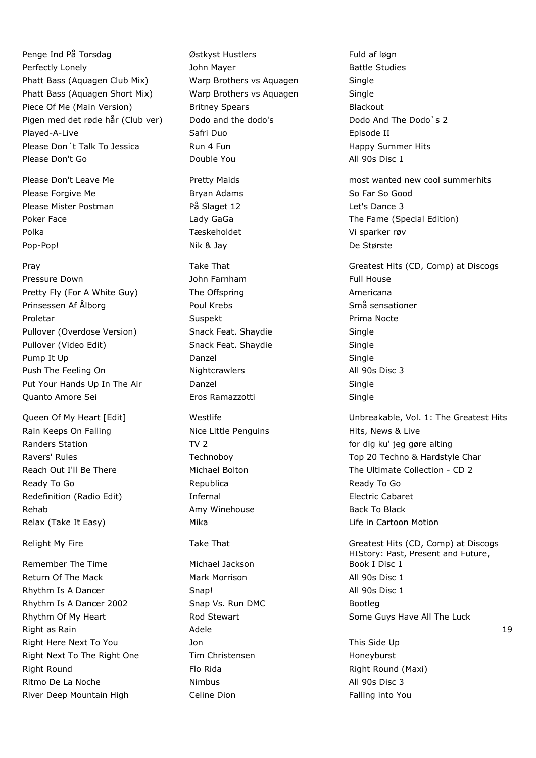| Title | Artist | Album |
|---|---|---|
| Penge Ind På Torsdag | Østkyst Hustlers | Fuld af løgn |
| Perfectly Lonely | John Mayer | Battle Studies |
| Phatt Bass (Aquagen Club Mix) | Warp Brothers vs Aquagen | Single |
| Phatt Bass (Aquagen Short Mix) | Warp Brothers vs Aquagen | Single |
| Piece Of Me (Main Version) | Britney Spears | Blackout |
| Pigen med det røde hår (Club ver) | Dodo and the dodo's | Dodo And The Dodo`s 2 |
| Played-A-Live | Safri Duo | Episode II |
| Please Don´t Talk To Jessica | Run 4 Fun | Happy Summer Hits |
| Please Don't Go | Double You | All 90s Disc 1 |
| Please Don't Leave Me | Pretty Maids | most wanted new cool summerhits |
| Please Forgive Me | Bryan Adams | So Far So Good |
| Please Mister Postman | På Slaget 12 | Let's Dance 3 |
| Poker Face | Lady GaGa | The Fame (Special Edition) |
| Polka | Tæskeholdet | Vi sparker røv |
| Pop-Pop! | Nik & Jay | De Største |
| Pray | Take That | Greatest Hits (CD, Comp) at Discogs |
| Pressure Down | John Farnham | Full House |
| Pretty Fly (For A White Guy) | The Offspring | Americana |
| Prinsessen Af Ålborg | Poul Krebs | Små sensationer |
| Proletar | Suspekt | Prima Nocte |
| Pullover (Overdose Version) | Snack Feat. Shaydie | Single |
| Pullover (Video Edit) | Snack Feat. Shaydie | Single |
| Pump It Up | Danzel | Single |
| Push The Feeling On | Nightcrawlers | All 90s Disc 3 |
| Put Your Hands Up In The Air | Danzel | Single |
| Quanto Amore Sei | Eros Ramazzotti | Single |
| Queen Of My Heart [Edit] | Westlife | Unbreakable, Vol. 1: The Greatest Hits |
| Rain Keeps On Falling | Nice Little Penguins | Hits, News & Live |
| Randers Station | TV 2 | for dig ku' jeg gøre alting |
| Ravers' Rules | Technoboy | Top 20 Techno & Hardstyle Char |
| Reach Out I'll Be There | Michael Bolton | The Ultimate Collection - CD 2 |
| Ready To Go | Republica | Ready To Go |
| Redefinition (Radio Edit) | Infernal | Electric Cabaret |
| Rehab | Amy Winehouse | Back To Black |
| Relax (Take It Easy) | Mika | Life in Cartoon Motion |
| Relight My Fire | Take That | Greatest Hits (CD, Comp) at Discogs |
| Remember The Time | Michael Jackson | HIStory: Past, Present and Future, Book I Disc 1 |
| Return Of The Mack | Mark Morrison | All 90s Disc 1 |
| Rhythm Is A Dancer | Snap! | All 90s Disc 1 |
| Rhythm Is A Dancer 2002 | Snap Vs. Run DMC | Bootleg |
| Rhythm Of My Heart | Rod Stewart | Some Guys Have All The Luck |
| Right as Rain | Adele | 19 |
| Right Here Next To You | Jon | This Side Up |
| Right Next To The Right One | Tim Christensen | Honeyburst |
| Right Round | Flo Rida | Right Round (Maxi) |
| Ritmo De La Noche | Nimbus | All 90s Disc 3 |
| River Deep Mountain High | Celine Dion | Falling into You |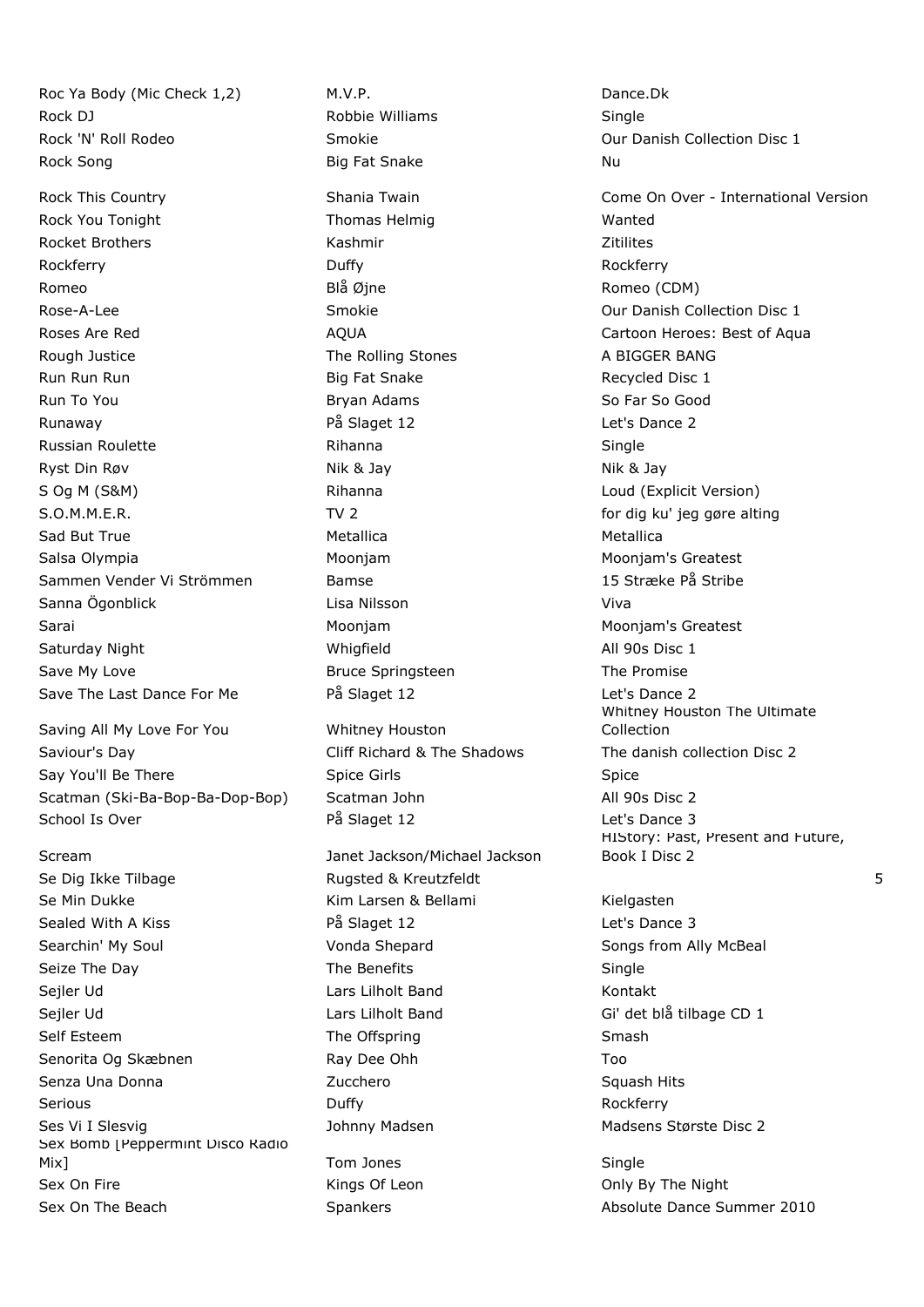| | | |
|---|---|---|
| Roc Ya Body (Mic Check 1,2) | M.V.P. | Dance.Dk |
| Rock DJ | Robbie Williams | Single |
| Rock 'N' Roll Rodeo | Smokie | Our Danish Collection Disc 1 |
| Rock Song | Big Fat Snake | Nu |
| Rock This Country | Shania Twain | Come On Over - International Version |
| Rock You Tonight | Thomas Helmig | Wanted |
| Rocket Brothers | Kashmir | Zitilites |
| Rockferry | Duffy | Rockferry |
| Romeo | Blå Øjne | Romeo (CDM) |
| Rose-A-Lee | Smokie | Our Danish Collection Disc 1 |
| Roses Are Red | AQUA | Cartoon Heroes: Best of Aqua |
| Rough Justice | The Rolling Stones | A BIGGER BANG |
| Run Run Run | Big Fat Snake | Recycled Disc 1 |
| Run To You | Bryan Adams | So Far So Good |
| Runaway | På Slaget 12 | Let's Dance 2 |
| Russian Roulette | Rihanna | Single |
| Ryst Din Røv | Nik & Jay | Nik & Jay |
| S Og M (S&M) | Rihanna | Loud (Explicit Version) |
| S.O.M.M.E.R. | TV 2 | for dig ku' jeg gøre alting |
| Sad But True | Metallica | Metallica |
| Salsa Olympia | Moonjam | Moonjam's Greatest |
| Sammen Vender Vi Strömmen | Bamse | 15 Stræke På Stribe |
| Sanna Ögonblick | Lisa Nilsson | Viva |
| Sarai | Moonjam | Moonjam's Greatest |
| Saturday Night | Whigfield | All 90s Disc 1 |
| Save My Love | Bruce Springsteen | The Promise |
| Save The Last Dance For Me | På Slaget 12 | Let's Dance 2 |
| Saving All My Love For You | Whitney Houston | Whitney Houston The Ultimate Collection |
| Saviour's Day | Cliff Richard & The Shadows | The danish collection Disc 2 |
| Say You'll Be There | Spice Girls | Spice |
| Scatman (Ski-Ba-Bop-Ba-Dop-Bop) | Scatman John | All 90s Disc 2 |
| School Is Over | På Slaget 12 | Let's Dance 3 |
| Scream | Janet Jackson/Michael Jackson | HIStory: Past, Present and Future, Book I Disc 2 |
| Se Dig Ikke Tilbage | Rugsted & Kreutzfeldt | 5 |
| Se Min Dukke | Kim Larsen & Bellami | Kielgasten |
| Sealed With A Kiss | På Slaget 12 | Let's Dance 3 |
| Searchin' My Soul | Vonda Shepard | Songs from Ally McBeal |
| Seize The Day | The Benefits | Single |
| Sejler Ud | Lars Lilholt Band | Kontakt |
| Sejler Ud | Lars Lilholt Band | Gi' det blå tilbage CD 1 |
| Self Esteem | The Offspring | Smash |
| Senorita Og Skæbnen | Ray Dee Ohh | Too |
| Senza Una Donna | Zucchero | Squash Hits |
| Serious | Duffy | Rockferry |
| Ses Vi I Slesvig | Johnny Madsen | Madsens Største Disc 2 |
| Sex Bomb [Peppermint Disco Radio Mix] | Tom Jones | Single |
| Sex On Fire | Kings Of Leon | Only By The Night |
| Sex On The Beach | Spankers | Absolute Dance Summer 2010 |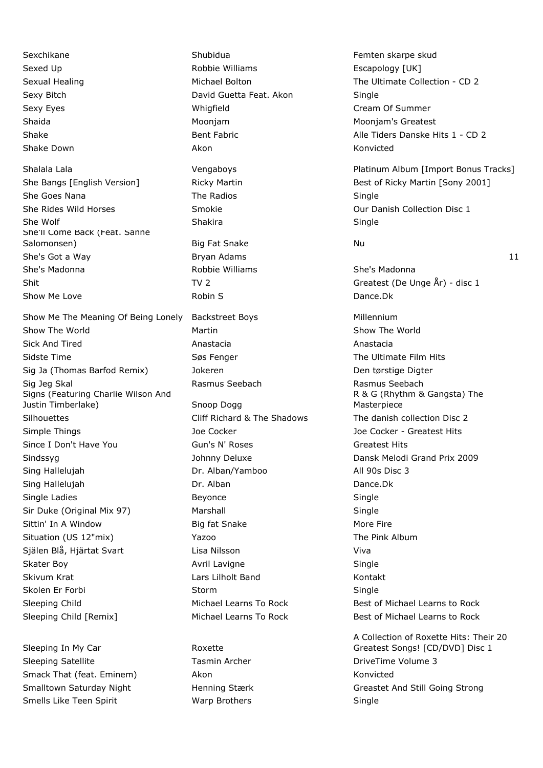| | | |
|---|---|---|
| Sexchikane | Shubidua | Femten skarpe skud |
| Sexed Up | Robbie Williams | Escapology [UK] |
| Sexual Healing | Michael Bolton | The Ultimate Collection - CD 2 |
| Sexy Bitch | David Guetta Feat. Akon | Single |
| Sexy Eyes | Whigfield | Cream Of Summer |
| Shaida | Moonjam | Moonjam's Greatest |
| Shake | Bent Fabric | Alle Tiders Danske Hits 1 - CD 2 |
| Shake Down | Akon | Konvicted |
| Shalala Lala | Vengaboys | Platinum Album [Import Bonus Tracks] |
| She Bangs [English Version] | Ricky Martin | Best of Ricky Martin [Sony 2001] |
| She Goes Nana | The Radios | Single |
| She Rides Wild Horses | Smokie | Our Danish Collection Disc 1 |
| She Wolf | Shakira | Single |
| She'll Come Back (Feat. Sanne Salomonsen) | Big Fat Snake | Nu |
| She's Got a Way | Bryan Adams | 11 |
| She's Madonna | Robbie Williams | She's Madonna |
| Shit | TV 2 | Greatest (De Unge År) - disc 1 |
| Show Me Love | Robin S | Dance.Dk |
| Show Me The Meaning Of Being Lonely | Backstreet Boys | Millennium |
| Show The World | Martin | Show The World |
| Sick And Tired | Anastacia | Anastacia |
| Sidste Time | Søs Fenger | The Ultimate Film Hits |
| Sig Ja (Thomas Barfod Remix) | Jokeren | Den tørstige Digter |
| Sig Jeg Skal | Rasmus Seebach | Rasmus Seebach |
| Signs (Featuring Charlie Wilson And Justin Timberlake) | Snoop Dogg | R & G (Rhythm & Gangsta) The Masterpiece |
| Silhouettes | Cliff Richard & The Shadows | The danish collection Disc 2 |
| Simple Things | Joe Cocker | Joe Cocker - Greatest Hits |
| Since I Don't Have You | Gun's N' Roses | Greatest Hits |
| Sindssyg | Johnny Deluxe | Dansk Melodi Grand Prix 2009 |
| Sing Hallelujah | Dr. Alban/Yamboo | All 90s Disc 3 |
| Sing Hallelujah | Dr. Alban | Dance.Dk |
| Single Ladies | Beyonce | Single |
| Sir Duke (Original Mix 97) | Marshall | Single |
| Sittin' In A Window | Big fat Snake | More Fire |
| Situation (US 12"mix) | Yazoo | The Pink Album |
| Själen Blå, Hjärtat Svart | Lisa Nilsson | Viva |
| Skater Boy | Avril Lavigne | Single |
| Skivum Krat | Lars Lilholt Band | Kontakt |
| Skolen Er Forbi | Storm | Single |
| Sleeping Child | Michael Learns To Rock | Best of Michael Learns to Rock |
| Sleeping Child [Remix] | Michael Learns To Rock | Best of Michael Learns to Rock |
| Sleeping In My Car | Roxette | A Collection of Roxette Hits: Their 20 Greatest Songs! [CD/DVD] Disc 1 |
| Sleeping Satellite | Tasmin Archer | DriveTime Volume 3 |
| Smack That (feat. Eminem) | Akon | Konvicted |
| Smalltown Saturday Night | Henning Stærk | Greastet And Still Going Strong |
| Smells Like Teen Spirit | Warp Brothers | Single |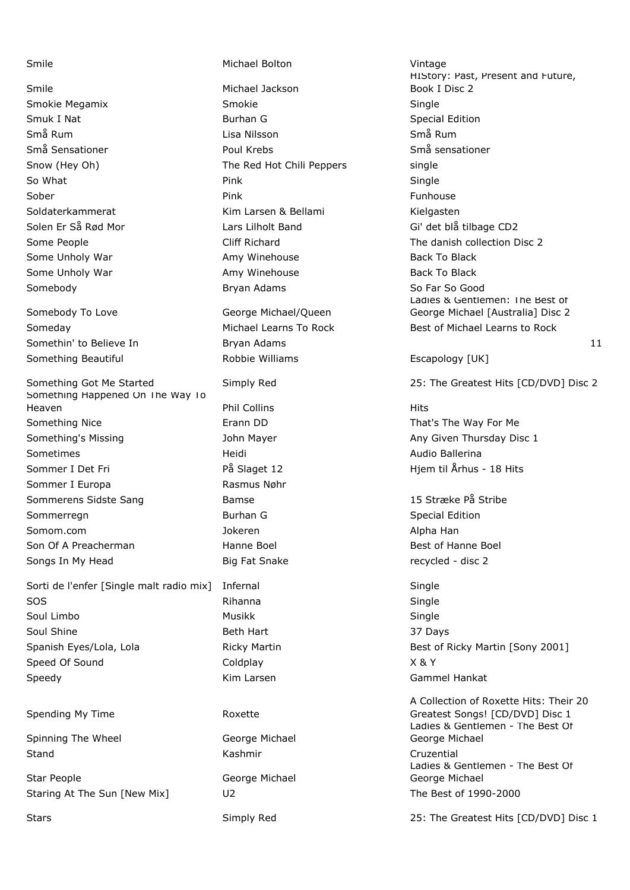| Title | Artist | Album |
|---|---|---|
| Smile | Michael Bolton | Vintage |
| Smile | Michael Jackson | HIStory: Past, Present and Future, Book I Disc 2 |
| Smokie Megamix | Smokie | Single |
| Smuk I Nat | Burhan G | Special Edition |
| Små Rum | Lisa Nilsson | Små Rum |
| Små Sensationer | Poul Krebs | Små sensationer |
| Snow (Hey Oh) | The Red Hot Chili Peppers | single |
| So What | Pink | Single |
| Sober | Pink | Funhouse |
| Soldaterkammerat | Kim Larsen & Bellami | Kielgasten |
| Solen Er Så Rød Mor | Lars Lilholt Band | Gi' det blå tilbage CD2 |
| Some People | Cliff Richard | The danish collection Disc 2 |
| Some Unholy War | Amy Winehouse | Back To Black |
| Some Unholy War | Amy Winehouse | Back To Black |
| Somebody | Bryan Adams | So Far So Good |
| Somebody To Love | George Michael/Queen | Ladies & Gentlemen: The Best of George Michael [Australia] Disc 2 |
| Someday | Michael Learns To Rock | Best of Michael Learns to Rock |
| Somethin' to Believe In | Bryan Adams | 11 |
| Something Beautiful | Robbie Williams | Escapology [UK] |
| Something Got Me Started | Simply Red | 25: The Greatest Hits [CD/DVD] Disc 2 |
| Something Happened On The Way To Heaven | Phil Collins | Hits |
| Something Nice | Erann DD | That's The Way For Me |
| Something's Missing | John Mayer | Any Given Thursday Disc 1 |
| Sometimes | Heidi | Audio Ballerina |
| Sommer I Det Fri | På Slaget 12 | Hjem til Århus - 18 Hits |
| Sommer I Europa | Rasmus Nøhr | |
| Sommerens Sidste Sang | Bamse | 15 Stræke På Stribe |
| Sommerregn | Burhan G | Special Edition |
| Somom.com | Jokeren | Alpha Han |
| Son Of A Preacherman | Hanne Boel | Best of Hanne Boel |
| Songs In My Head | Big Fat Snake | recycled - disc 2 |
| Sorti de l'enfer [Single malt radio mix] | Infernal | Single |
| SOS | Rihanna | Single |
| Soul Limbo | Musikk | Single |
| Soul Shine | Beth Hart | 37 Days |
| Spanish Eyes/Lola, Lola | Ricky Martin | Best of Ricky Martin [Sony 2001] |
| Speed Of Sound | Coldplay | X & Y |
| Speedy | Kim Larsen | Gammel Hankat |
| Spending My Time | Roxette | A Collection of Roxette Hits: Their 20 Greatest Songs! [CD/DVD] Disc 1 |
| Spinning The Wheel | George Michael | Ladies & Gentlemen - The Best Of George Michael |
| Stand | Kashmir | Cruzential |
| Star People | George Michael | Ladies & Gentlemen - The Best Of George Michael |
| Staring At The Sun [New Mix] | U2 | The Best of 1990-2000 |
| Stars | Simply Red | 25: The Greatest Hits [CD/DVD] Disc 1 |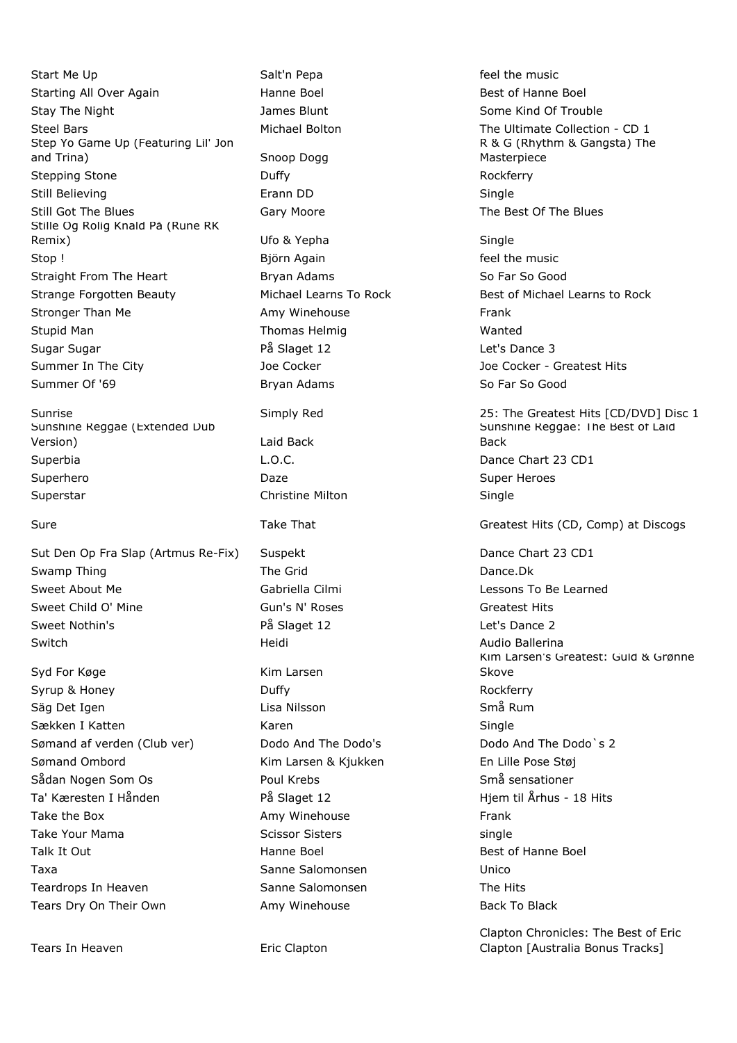| | | |
|---|---|---|
| Start Me Up | Salt'n Pepa | feel the music |
| Starting All Over Again | Hanne Boel | Best of Hanne Boel |
| Stay The Night | James Blunt | Some Kind Of Trouble |
| Steel Bars | Michael Bolton | The Ultimate Collection - CD 1 |
| Step Yo Game Up (Featuring Lil' Jon and Trina) | Snoop Dogg | R & G (Rhythm & Gangsta) The Masterpiece |
| Stepping Stone | Duffy | Rockferry |
| Still Believing | Erann DD | Single |
| Still Got The Blues | Gary Moore | The Best Of The Blues |
| Stille Og Rolig Knald På (Rune RK Remix) | Ufo & Yepha | Single |
| Stop ! | Björn Again | feel the music |
| Straight From The Heart | Bryan Adams | So Far So Good |
| Strange Forgotten Beauty | Michael Learns To Rock | Best of Michael Learns to Rock |
| Stronger Than Me | Amy Winehouse | Frank |
| Stupid Man | Thomas Helmig | Wanted |
| Sugar Sugar | På Slaget 12 | Let's Dance 3 |
| Summer In The City | Joe Cocker | Joe Cocker - Greatest Hits |
| Summer Of '69 | Bryan Adams | So Far So Good |
| Sunrise | Simply Red | 25: The Greatest Hits [CD/DVD] Disc 1 |
| Sunshine Reggae (Extended Dub Version) | Laid Back | Sunshine Reggae: The Best of Laid Back |
| Superbia | L.O.C. | Dance Chart 23 CD1 |
| Superhero | Daze | Super Heroes |
| Superstar | Christine Milton | Single |
| Sure | Take That | Greatest Hits (CD, Comp) at Discogs |
| Sut Den Op Fra Slap (Artmus Re-Fix) | Suspekt | Dance Chart 23 CD1 |
| Swamp Thing | The Grid | Dance.Dk |
| Sweet About Me | Gabriella Cilmi | Lessons To Be Learned |
| Sweet Child O' Mine | Gun's N' Roses | Greatest Hits |
| Sweet Nothin's | På Slaget 12 | Let's Dance 2 |
| Switch | Heidi | Audio Ballerina |
| Syd For Køge | Kim Larsen | Kim Larsen's Greatest: Guld & Grønne Skove |
| Syrup & Honey | Duffy | Rockferry |
| Säg Det Igen | Lisa Nilsson | Små Rum |
| Sækken I Katten | Karen | Single |
| Sømand af verden (Club ver) | Dodo And The Dodo's | Dodo And The Dodo`s 2 |
| Sømand Ombord | Kim Larsen & Kjukken | En Lille Pose Støj |
| Sådan Nogen Som Os | Poul Krebs | Små sensationer |
| Ta' Kæresten I Hånden | På Slaget 12 | Hjem til Århus - 18 Hits |
| Take the Box | Amy Winehouse | Frank |
| Take Your Mama | Scissor Sisters | single |
| Talk It Out | Hanne Boel | Best of Hanne Boel |
| Taxa | Sanne Salomonsen | Unico |
| Teardrops In Heaven | Sanne Salomonsen | The Hits |
| Tears Dry On Their Own | Amy Winehouse | Back To Black |
| Tears In Heaven | Eric Clapton | Clapton Chronicles: The Best of Eric Clapton [Australia Bonus Tracks] |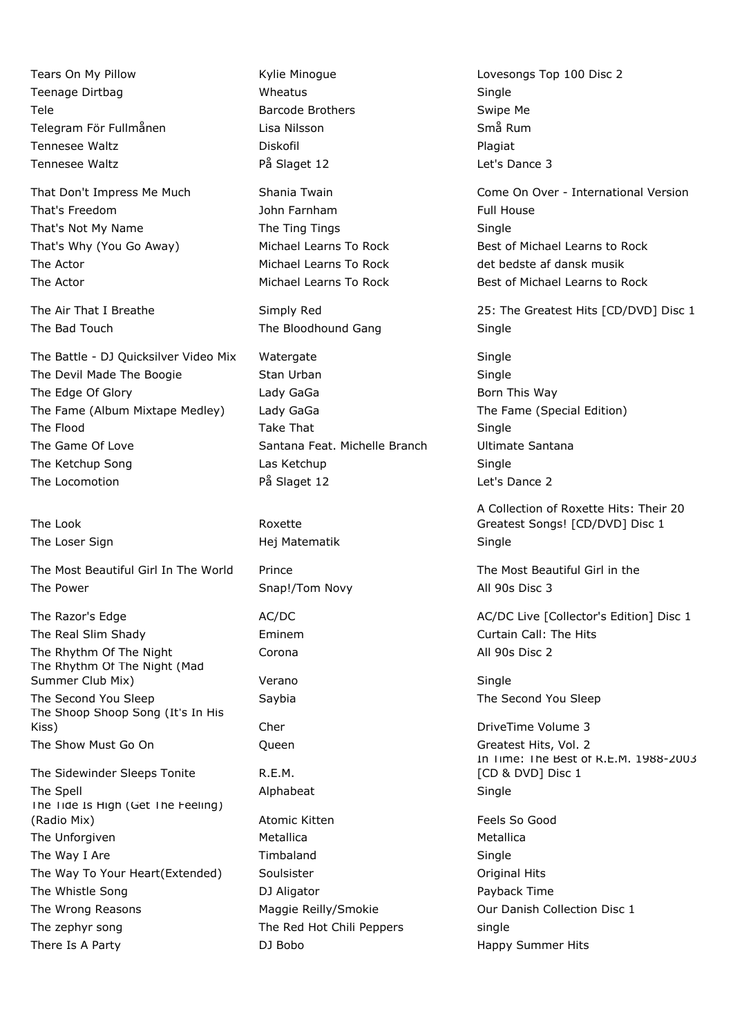| | | |
|---|---|---|
| Tears On My Pillow | Kylie Minogue | Lovesongs Top 100 Disc 2 |
| Teenage Dirtbag | Wheatus | Single |
| Tele | Barcode Brothers | Swipe Me |
| Telegram För Fullmånen | Lisa Nilsson | Små Rum |
| Tennesee Waltz | Diskofil | Plagiat |
| Tennesee Waltz | På Slaget 12 | Let's Dance 3 |
| That Don't Impress Me Much | Shania Twain | Come On Over - International Version |
| That's Freedom | John Farnham | Full House |
| That's Not My Name | The Ting Tings | Single |
| That's Why (You Go Away) | Michael Learns To Rock | Best of Michael Learns to Rock |
| The Actor | Michael Learns To Rock | det bedste af dansk musik |
| The Actor | Michael Learns To Rock | Best of Michael Learns to Rock |
| The Air That I Breathe | Simply Red | 25: The Greatest Hits [CD/DVD] Disc 1 |
| The Bad Touch | The Bloodhound Gang | Single |
| The Battle - DJ Quicksilver Video Mix | Watergate | Single |
| The Devil Made The Boogie | Stan Urban | Single |
| The Edge Of Glory | Lady GaGa | Born This Way |
| The Fame (Album Mixtape Medley) | Lady GaGa | The Fame (Special Edition) |
| The Flood | Take That | Single |
| The Game Of Love | Santana Feat. Michelle Branch | Ultimate Santana |
| The Ketchup Song | Las Ketchup | Single |
| The Locomotion | På Slaget 12 | Let's Dance 2 |
| The Look | Roxette | A Collection of Roxette Hits: Their 20 Greatest Songs! [CD/DVD] Disc 1 |
| The Loser Sign | Hej Matematik | Single |
| The Most Beautiful Girl In The World | Prince | The Most Beautiful Girl in the |
| The Power | Snap!/Tom Novy | All 90s Disc 3 |
| The Razor's Edge | AC/DC | AC/DC Live [Collector's Edition] Disc 1 |
| The Real Slim Shady | Eminem | Curtain Call: The Hits |
| The Rhythm Of The Night | Corona | All 90s Disc 2 |
| The Rhythm Of The Night (Mad Summer Club Mix) | Verano | Single |
| The Second You Sleep | Saybia | The Second You Sleep |
| The Shoop Shoop Song (It's In His Kiss) | Cher | DriveTime Volume 3 |
| The Show Must Go On | Queen | Greatest Hits, Vol. 2 |
| The Sidewinder Sleeps Tonite | R.E.M. | In Time: The Best of R.E.M. 1988-2003 [CD & DVD] Disc 1 |
| The Spell | Alphabeat | Single |
| The Tide Is High (Get The Feeling) (Radio Mix) | Atomic Kitten | Feels So Good |
| The Unforgiven | Metallica | Metallica |
| The Way I Are | Timbaland | Single |
| The Way To Your Heart(Extended) | Soulsister | Original Hits |
| The Whistle Song | DJ Aligator | Payback Time |
| The Wrong Reasons | Maggie Reilly/Smokie | Our Danish Collection Disc 1 |
| The zephyr song | The Red Hot Chili Peppers | single |
| There Is A Party | DJ Bobo | Happy Summer Hits |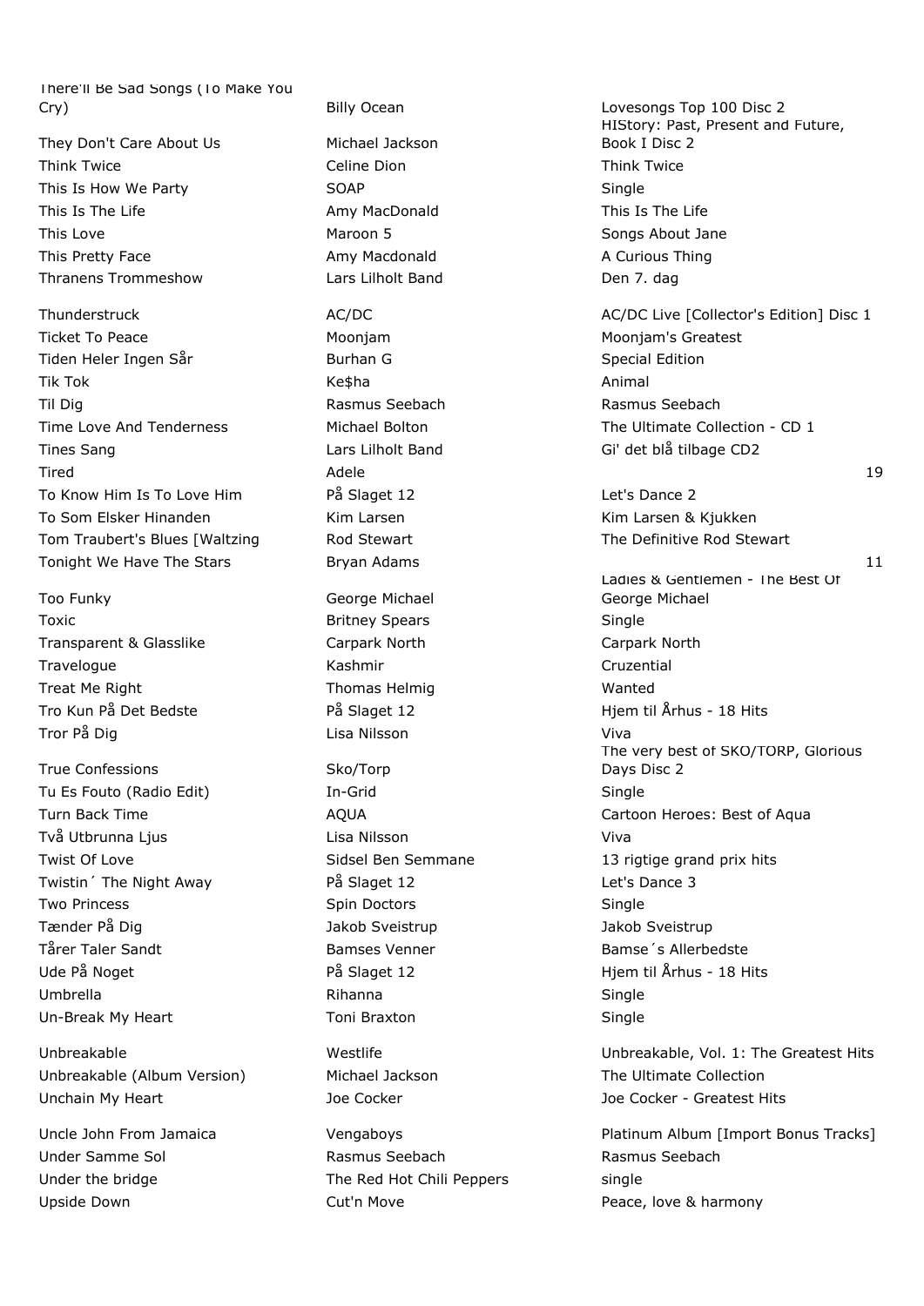| | | | |
|---|---|---|---|
| There'll Be Sad Songs (To Make You Cry) | Billy Ocean | Lovesongs Top 100 Disc 2 | |
| They Don't Care About Us | Michael Jackson | HIStory: Past, Present and Future, Book I Disc 2 | |
| Think Twice | Celine Dion | Think Twice | |
| This Is How We Party | SOAP | Single | |
| This Is The Life | Amy MacDonald | This Is The Life | |
| This Love | Maroon 5 | Songs About Jane | |
| This Pretty Face | Amy Macdonald | A Curious Thing | |
| Thranens Trommeshow | Lars Lilholt Band | Den 7. dag | |
| Thunderstruck | AC/DC | AC/DC Live [Collector's Edition] Disc 1 | |
| Ticket To Peace | Moonjam | Moonjam's Greatest | |
| Tiden Heler Ingen Sår | Burhan G | Special Edition | |
| Tik Tok | Ke$ha | Animal | |
| Til Dig | Rasmus Seebach | Rasmus Seebach | |
| Time Love And Tenderness | Michael Bolton | The Ultimate Collection - CD 1 | |
| Tines Sang | Lars Lilholt Band | Gi' det blå tilbage CD2 | |
| Tired | Adele | | 19 |
| To Know Him Is To Love Him | På Slaget 12 | Let's Dance 2 | |
| To Som Elsker Hinanden | Kim Larsen | Kim Larsen & Kjukken | |
| Tom Traubert's Blues [Waltzing | Rod Stewart | The Definitive Rod Stewart | |
| Tonight We Have The Stars | Bryan Adams | | 11 |
| Too Funky | George Michael | Ladies & Gentlemen - The Best Of George Michael | |
| Toxic | Britney Spears | Single | |
| Transparent & Glasslike | Carpark North | Carpark North | |
| Travelogue | Kashmir | Cruzential | |
| Treat Me Right | Thomas Helmig | Wanted | |
| Tro Kun På Det Bedste | På Slaget 12 | Hjem til Århus - 18 Hits | |
| Tror På Dig | Lisa Nilsson | Viva | |
| True Confessions | Sko/Torp | The very best of SKO/TORP, Glorious Days Disc 2 | |
| Tu Es Fouto (Radio Edit) | In-Grid | Single | |
| Turn Back Time | AQUA | Cartoon Heroes: Best of Aqua | |
| Två Utbrunna Ljus | Lisa Nilsson | Viva | |
| Twist Of Love | Sidsel Ben Semmane | 13 rigtige grand prix hits | |
| Twistin´ The Night Away | På Slaget 12 | Let's Dance 3 | |
| Two Princess | Spin Doctors | Single | |
| Tænder På Dig | Jakob Sveistrup | Jakob Sveistrup | |
| Tårer Taler Sandt | Bamses Venner | Bamse´s Allerbedste | |
| Ude På Noget | På Slaget 12 | Hjem til Århus - 18 Hits | |
| Umbrella | Rihanna | Single | |
| Un-Break My Heart | Toni Braxton | Single | |
| Unbreakable | Westlife | Unbreakable, Vol. 1: The Greatest Hits | |
| Unbreakable (Album Version) | Michael Jackson | The Ultimate Collection | |
| Unchain My Heart | Joe Cocker | Joe Cocker - Greatest Hits | |
| Uncle John From Jamaica | Vengaboys | Platinum Album [Import Bonus Tracks] | |
| Under Samme Sol | Rasmus Seebach | Rasmus Seebach | |
| Under the bridge | The Red Hot Chili Peppers | single | |
| Upside Down | Cut'n Move | Peace, love & harmony | |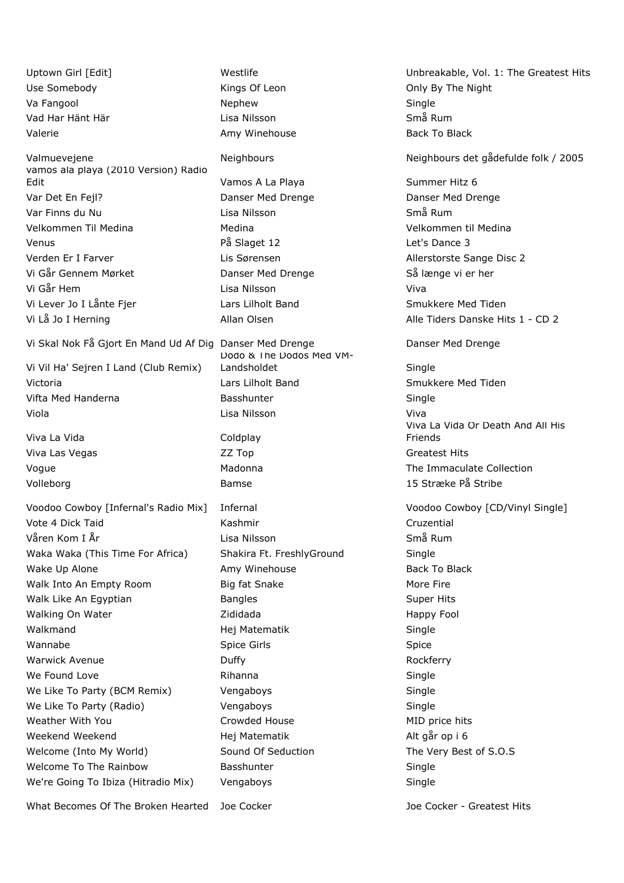| | | |
|---|---|---|
| Uptown Girl [Edit] | Westlife | Unbreakable, Vol. 1: The Greatest Hits |
| Use Somebody | Kings Of Leon | Only By The Night |
| Va Fangool | Nephew | Single |
| Vad Har Hänt Här | Lisa Nilsson | Små Rum |
| Valerie | Amy Winehouse | Back To Black |
| Valmuevejene | Neighbours | Neighbours det gådefulde folk / 2005 |
| vamos ala playa (2010 Version) Radio Edit | Vamos A La Playa | Summer Hitz 6 |
| Var Det En Fejl? | Danser Med Drenge | Danser Med Drenge |
| Var Finns du Nu | Lisa Nilsson | Små Rum |
| Velkommen Til Medina | Medina | Velkommen til Medina |
| Venus | På Slaget 12 | Let's Dance 3 |
| Verden Er I Farver | Lis Sørensen | Allerstorste Sange Disc 2 |
| Vi Går Gennem Mørket | Danser Med Drenge | Så længe vi er her |
| Vi Går Hem | Lisa Nilsson | Viva |
| Vi Lever Jo I Lånte Fjer | Lars Lilholt Band | Smukkere Med Tiden |
| Vi Lå Jo I Herning | Allan Olsen | Alle Tiders Danske Hits 1 - CD 2 |
| Vi Skal Nok Få Gjort En Mand Ud Af Dig | Danser Med Drenge | Danser Med Drenge |
| Vi Vil Ha' Sejren I Land (Club Remix) | Dodo & The Dodos Med VM-Landsholdet | Single |
| Victoria | Lars Lilholt Band | Smukkere Med Tiden |
| Vifta Med Handerna | Basshunter | Single |
| Viola | Lisa Nilsson | Viva |
| Viva La Vida | Coldplay | Viva La Vida Or Death And All His Friends |
| Viva Las Vegas | ZZ Top | Greatest Hits |
| Vogue | Madonna | The Immaculate Collection |
| Volleborg | Bamse | 15 Stræke På Stribe |
| Voodoo Cowboy [Infernal's Radio Mix] | Infernal | Voodoo Cowboy [CD/Vinyl Single] |
| Vote 4 Dick Taid | Kashmir | Cruzential |
| Våren Kom I År | Lisa Nilsson | Små Rum |
| Waka Waka (This Time For Africa) | Shakira Ft. FreshlyGround | Single |
| Wake Up Alone | Amy Winehouse | Back To Black |
| Walk Into An Empty Room | Big fat Snake | More Fire |
| Walk Like An Egyptian | Bangles | Super Hits |
| Walking On Water | Zididada | Happy Fool |
| Walkmand | Hej Matematik | Single |
| Wannabe | Spice Girls | Spice |
| Warwick Avenue | Duffy | Rockferry |
| We Found Love | Rihanna | Single |
| We Like To Party (BCM Remix) | Vengaboys | Single |
| We Like To Party (Radio) | Vengaboys | Single |
| Weather With You | Crowded House | MID price hits |
| Weekend Weekend | Hej Matematik | Alt går op i 6 |
| Welcome (Into My World) | Sound Of Seduction | The Very Best of S.O.S |
| Welcome To The Rainbow | Basshunter | Single |
| We're Going To Ibiza (Hitradio Mix) | Vengaboys | Single |
| What Becomes Of The Broken Hearted | Joe Cocker | Joe Cocker - Greatest Hits |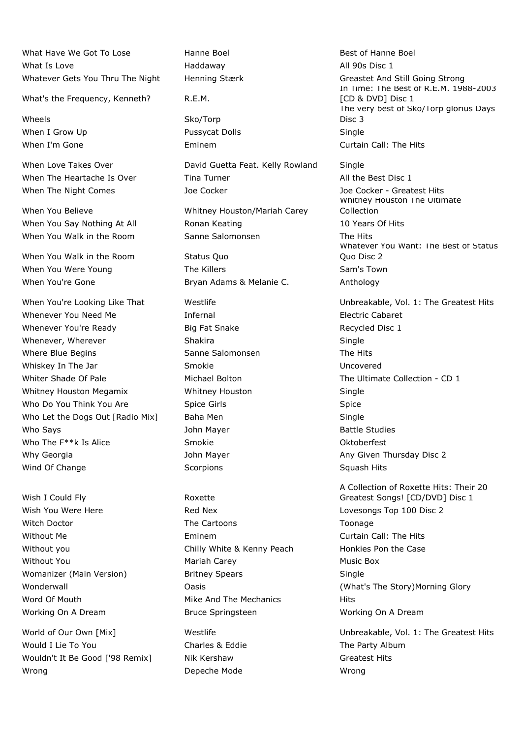| | | |
|---|---|---|
| What Have We Got To Lose | Hanne Boel | Best of Hanne Boel |
| What Is Love | Haddaway | All 90s Disc 1 |
| Whatever Gets You Thru The Night | Henning Stærk | Greastet And Still Going Strong |
| What's the Frequency, Kenneth? | R.E.M. | In Time: The Best of R.E.M. 1988-2003 [CD & DVD] Disc 1 |
| Wheels | Sko/Torp | The very best of Sko/Torp glorius Days Disc 3 |
| When I Grow Up | Pussycat Dolls | Single |
| When I'm Gone | Eminem | Curtain Call: The Hits |
| When Love Takes Over | David Guetta Feat. Kelly Rowland | Single |
| When The Heartache Is Over | Tina Turner | All the Best Disc 1 |
| When The Night Comes | Joe Cocker | Joe Cocker - Greatest Hits |
| When You Believe | Whitney Houston/Mariah Carey | Whitney Houston The Ultimate Collection |
| When You Say Nothing At All | Ronan Keating | 10 Years Of Hits |
| When You Walk in the Room | Sanne Salomonsen | The Hits |
| When You Walk in the Room | Status Quo | Whatever You Want: The Best of Status Quo Disc 2 |
| When You Were Young | The Killers | Sam's Town |
| When You're Gone | Bryan Adams & Melanie C. | Anthology |
| When You're Looking Like That | Westlife | Unbreakable, Vol. 1: The Greatest Hits |
| Whenever You Need Me | Infernal | Electric Cabaret |
| Whenever You're Ready | Big Fat Snake | Recycled Disc 1 |
| Whenever, Wherever | Shakira | Single |
| Where Blue Begins | Sanne Salomonsen | The Hits |
| Whiskey In The Jar | Smokie | Uncovered |
| Whiter Shade Of Pale | Michael Bolton | The Ultimate Collection - CD 1 |
| Whitney Houston Megamix | Whitney Houston | Single |
| Who Do You Think You Are | Spice Girls | Spice |
| Who Let the Dogs Out [Radio Mix] | Baha Men | Single |
| Who Says | John Mayer | Battle Studies |
| Who The F**k Is Alice | Smokie | Oktoberfest |
| Why Georgia | John Mayer | Any Given Thursday Disc 2 |
| Wind Of Change | Scorpions | Squash Hits |
| Wish I Could Fly | Roxette | A Collection of Roxette Hits: Their 20 Greatest Songs! [CD/DVD] Disc 1 |
| Wish You Were Here | Red Nex | Lovesongs Top 100 Disc 2 |
| Witch Doctor | The Cartoons | Toonage |
| Without Me | Eminem | Curtain Call: The Hits |
| Without you | Chilly White & Kenny Peach | Honkies Pon the Case |
| Without You | Mariah Carey | Music Box |
| Womanizer (Main Version) | Britney Spears | Single |
| Wonderwall | Oasis | (What's The Story)Morning Glory |
| Word Of Mouth | Mike And The Mechanics | Hits |
| Working On A Dream | Bruce Springsteen | Working On A Dream |
| World of Our Own [Mix] | Westlife | Unbreakable, Vol. 1: The Greatest Hits |
| Would I Lie To You | Charles & Eddie | The Party Album |
| Wouldn't It Be Good ['98 Remix] | Nik Kershaw | Greatest Hits |
| Wrong | Depeche Mode | Wrong |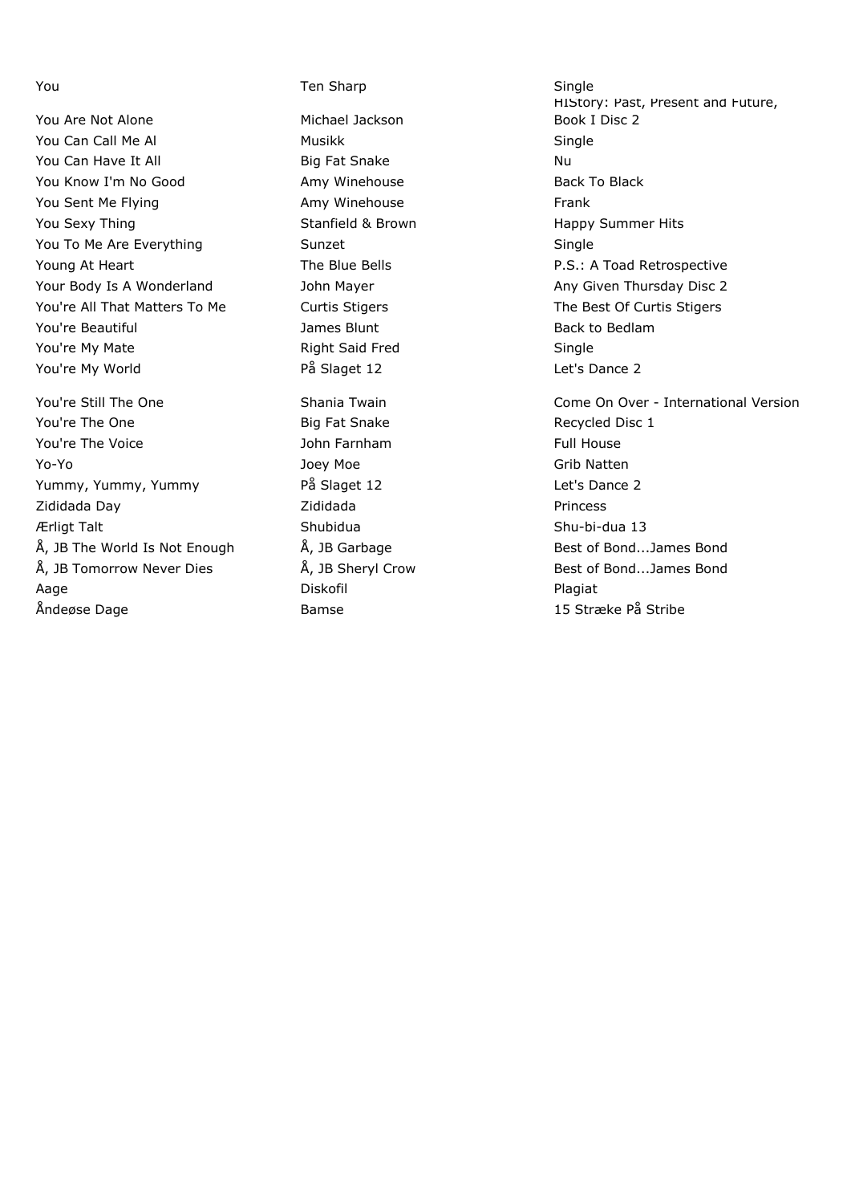| | | |
|---|---|---|
| You | Ten Sharp | Single |
| You Are Not Alone | Michael Jackson | HIStory: Past, Present and Future, Book I Disc 2 |
| You Can Call Me Al | Musikk | Single |
| You Can Have It All | Big Fat Snake | Nu |
| You Know I'm No Good | Amy Winehouse | Back To Black |
| You Sent Me Flying | Amy Winehouse | Frank |
| You Sexy Thing | Stanfield & Brown | Happy Summer Hits |
| You To Me Are Everything | Sunzet | Single |
| Young At Heart | The Blue Bells | P.S.: A Toad Retrospective |
| Your Body Is A Wonderland | John Mayer | Any Given Thursday Disc 2 |
| You're All That Matters To Me | Curtis Stigers | The Best Of Curtis Stigers |
| You're Beautiful | James Blunt | Back to Bedlam |
| You're My Mate | Right Said Fred | Single |
| You're My World | På Slaget 12 | Let's Dance 2 |
| You're Still The One | Shania Twain | Come On Over - International Version |
| You're The One | Big Fat Snake | Recycled Disc 1 |
| You're The Voice | John Farnham | Full House |
| Yo-Yo | Joey Moe | Grib Natten |
| Yummy, Yummy, Yummy | På Slaget 12 | Let's Dance 2 |
| Zididada Day | Zididada | Princess |
| Ærligt Talt | Shubidua | Shu-bi-dua 13 |
| Å, JB The World Is Not Enough | Å, JB Garbage | Best of Bond...James Bond |
| Å, JB Tomorrow Never Dies | Å, JB Sheryl Crow | Best of Bond...James Bond |
| Aage | Diskofil | Plagiat |
| Åndeøse Dage | Bamse | 15 Stræke På Stribe |